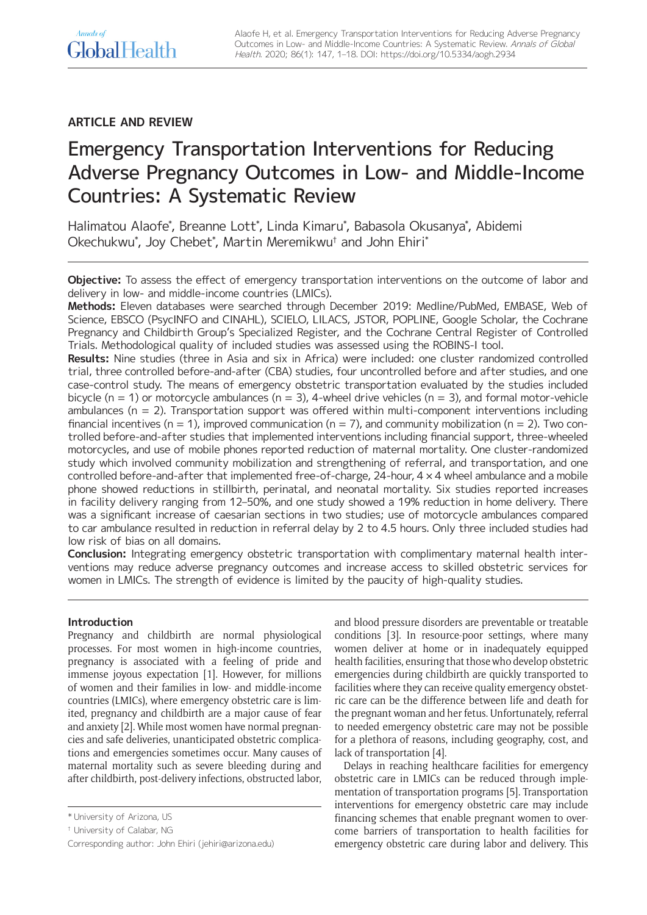ARTICLE AND REVIEW

# Emergency Transportation Interventions for Reducing Adverse Pregnancy Outcomes in Low- and Middle-Income Countries: A Systematic Review

Halimatou Alaofe*, Breanne Lott*, Linda Kimaru*, Babasola Okusanya*, Abidemi Okechukwu*, Joy Chebet*, Martin Meremikwu† and John Ehiri*

**Objective:** To assess the effect of emergency transportation interventions on the outcome of labor and delivery in low- and middle-income countries (LMICs).

**Methods:** Eleven databases were searched through December 2019: Medline/PubMed, EMBASE, Web of Science, EBSCO (PsycINFO and CINAHL), SCIELO, LILACS, JSTOR, POPLINE, Google Scholar, the Cochrane Pregnancy and Childbirth Group's Specialized Register, and the Cochrane Central Register of Controlled Trials. Methodological quality of included studies was assessed using the ROBINS-I tool.

**Results:** Nine studies (three in Asia and six in Africa) were included: one cluster randomized controlled trial, three controlled before-and-after (CBA) studies, four uncontrolled before and after studies, and one case-control study. The means of emergency obstetric transportation evaluated by the studies included bicycle (n = 1) or motorcycle ambulances (n = 3), 4-wheel drive vehicles (n = 3), and formal motor-vehicle ambulances (n = 2). Transportation support was offered within multi-component interventions including financial incentives (n = 1), improved communication (n = 7), and community mobilization (n = 2). Two controlled before-and-after studies that implemented interventions including financial support, three-wheeled motorcycles, and use of mobile phones reported reduction of maternal mortality. One cluster-randomized study which involved community mobilization and strengthening of referral, and transportation, and one controlled before-and-after that implemented free-of-charge, 24-hour, 4 × 4 wheel ambulance and a mobile phone showed reductions in stillbirth, perinatal, and neonatal mortality. Six studies reported increases in facility delivery ranging from 12–50%, and one study showed a 19% reduction in home delivery. There was a significant increase of caesarian sections in two studies; use of motorcycle ambulances compared to car ambulance resulted in reduction in referral delay by 2 to 4.5 hours. Only three included studies had low risk of bias on all domains.

**Conclusion:** Integrating emergency obstetric transportation with complimentary maternal health interventions may reduce adverse pregnancy outcomes and increase access to skilled obstetric services for women in LMICs. The strength of evidence is limited by the paucity of high-quality studies.

## Introduction

Pregnancy and childbirth are normal physiological processes. For most women in high-income countries, pregnancy is associated with a feeling of pride and immense joyous expectation [1]. However, for millions of women and their families in low- and middle-income countries (LMICs), where emergency obstetric care is limited, pregnancy and childbirth are a major cause of fear and anxiety [2]. While most women have normal pregnancies and safe deliveries, unanticipated obstetric complications and emergencies sometimes occur. Many causes of maternal mortality such as severe bleeding during and after childbirth, post-delivery infections, obstructed labor, and blood pressure disorders are preventable or treatable conditions [3]. In resource-poor settings, where many women deliver at home or in inadequately equipped health facilities, ensuring that those who develop obstetric emergencies during childbirth are quickly transported to facilities where they can receive quality emergency obstetric care can be the difference between life and death for the pregnant woman and her fetus. Unfortunately, referral to needed emergency obstetric care may not be possible for a plethora of reasons, including geography, cost, and lack of transportation [4].

Delays in reaching healthcare facilities for emergency obstetric care in LMICs can be reduced through implementation of transportation programs [5]. Transportation interventions for emergency obstetric care may include financing schemes that enable pregnant women to overcome barriers of transportation to health facilities for emergency obstetric care during labor and delivery. This

\* University of Arizona, US

† University of Calabar, NG

Corresponding author: John Ehiri (jehiri@arizona.edu)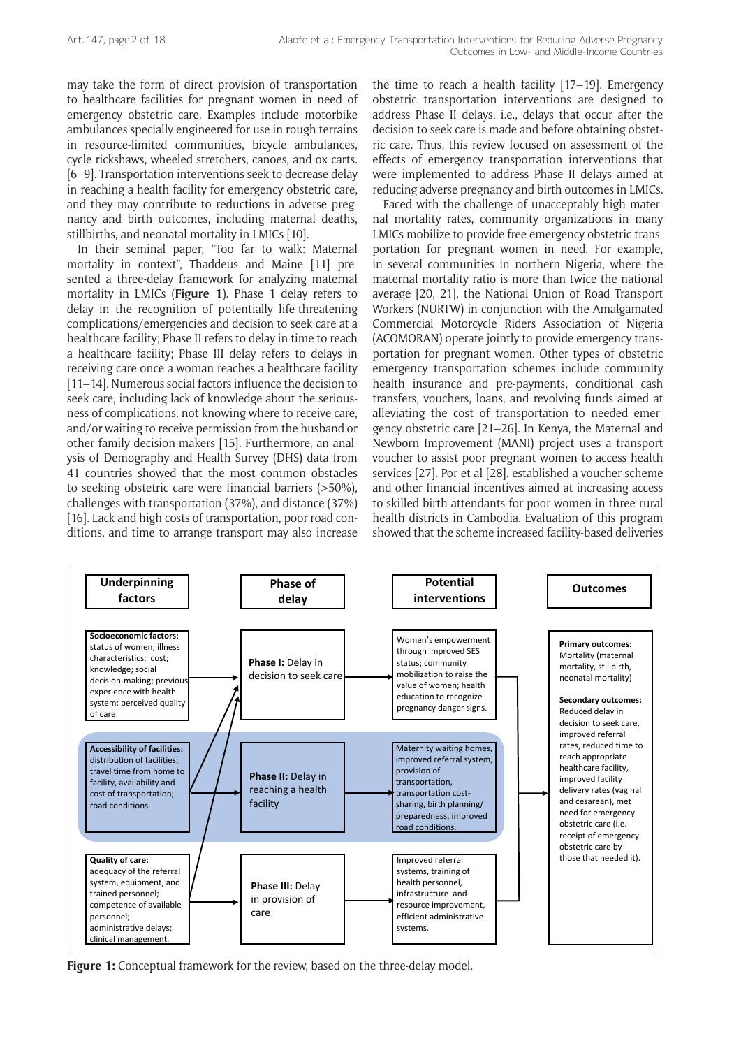may take the form of direct provision of transportation to healthcare facilities for pregnant women in need of emergency obstetric care. Examples include motorbike ambulances specially engineered for use in rough terrains in resource-limited communities, bicycle ambulances, cycle rickshaws, wheeled stretchers, canoes, and ox carts. [6–9]. Transportation interventions seek to decrease delay in reaching a health facility for emergency obstetric care, and they may contribute to reductions in adverse pregnancy and birth outcomes, including maternal deaths, stillbirths, and neonatal mortality in LMICs [10].

In their seminal paper, "Too far to walk: Maternal mortality in context", Thaddeus and Maine [11] presented a three-delay framework for analyzing maternal mortality in LMICs (**Figure 1**). Phase 1 delay refers to delay in the recognition of potentially life-threatening complications/emergencies and decision to seek care at a healthcare facility; Phase II refers to delay in time to reach a healthcare facility; Phase III delay refers to delays in receiving care once a woman reaches a healthcare facility [11–14]. Numerous social factors influence the decision to seek care, including lack of knowledge about the seriousness of complications, not knowing where to receive care, and/or waiting to receive permission from the husband or other family decision-makers [15]. Furthermore, an analysis of Demography and Health Survey (DHS) data from 41 countries showed that the most common obstacles to seeking obstetric care were financial barriers (>50%), challenges with transportation (37%), and distance (37%) [16]. Lack and high costs of transportation, poor road conditions, and time to arrange transport may also increase the time to reach a health facility [17–19]. Emergency obstetric transportation interventions are designed to address Phase II delays, i.e., delays that occur after the decision to seek care is made and before obtaining obstetric care. Thus, this review focused on assessment of the effects of emergency transportation interventions that were implemented to address Phase II delays aimed at reducing adverse pregnancy and birth outcomes in LMICs.

Faced with the challenge of unacceptably high maternal mortality rates, community organizations in many LMICs mobilize to provide free emergency obstetric transportation for pregnant women in need. For example, in several communities in northern Nigeria, where the maternal mortality ratio is more than twice the national average [20, 21], the National Union of Road Transport Workers (NURTW) in conjunction with the Amalgamated Commercial Motorcycle Riders Association of Nigeria (ACOMORAN) operate jointly to provide emergency transportation for pregnant women. Other types of obstetric emergency transportation schemes include community health insurance and pre-payments, conditional cash transfers, vouchers, loans, and revolving funds aimed at alleviating the cost of transportation to needed emergency obstetric care [21–26]. In Kenya, the Maternal and Newborn Improvement (MANI) project uses a transport voucher to assist poor pregnant women to access health services [27]. Por et al [28]. established a voucher scheme and other financial incentives aimed at increasing access to skilled birth attendants for poor women in three rural health districts in Cambodia. Evaluation of this program showed that the scheme increased facility-based deliveries

| Underpinning factors | Phase of delay | Potential interventions | Outcomes |
|---|---|---|---|
| **Socioeconomic factors:** status of women; illness characteristics; cost; knowledge; social decision-making; previous experience with health system; perceived quality of care. | **Phase I:** Delay in decision to seek care | Women's empowerment through improved SES status; community mobilization to raise the value of women; health education to recognize pregnancy danger signs. | **Primary outcomes:** Mortality (maternal mortality, stillbirth, neonatal mortality) **Secondary outcomes:** Reduced delay in decision to seek care, improved referral rates, reduced time to reach appropriate healthcare facility, improved facility delivery rates (vaginal and cesarean), met need for emergency obstetric care (i.e. receipt of emergency obstetric care by those that needed it). |
| **Accessibility of facilities:** distribution of facilities; travel time from home to facility, availability and cost of transportation; road conditions. | **Phase II:** Delay in reaching a health facility | Maternity waiting homes, improved referral system, provision of transportation, transportation cost-sharing, birth planning/preparedness, improved road conditions. | |
| **Quality of care:** adequacy of the referral system, equipment, and trained personnel; competence of available personnel; administrative delays; clinical management. | **Phase III:** Delay in provision of care | Improved referral systems, training of health personnel, infrastructure and resource improvement, efficient administrative systems. | |

**Figure 1:** Conceptual framework for the review, based on the three-delay model.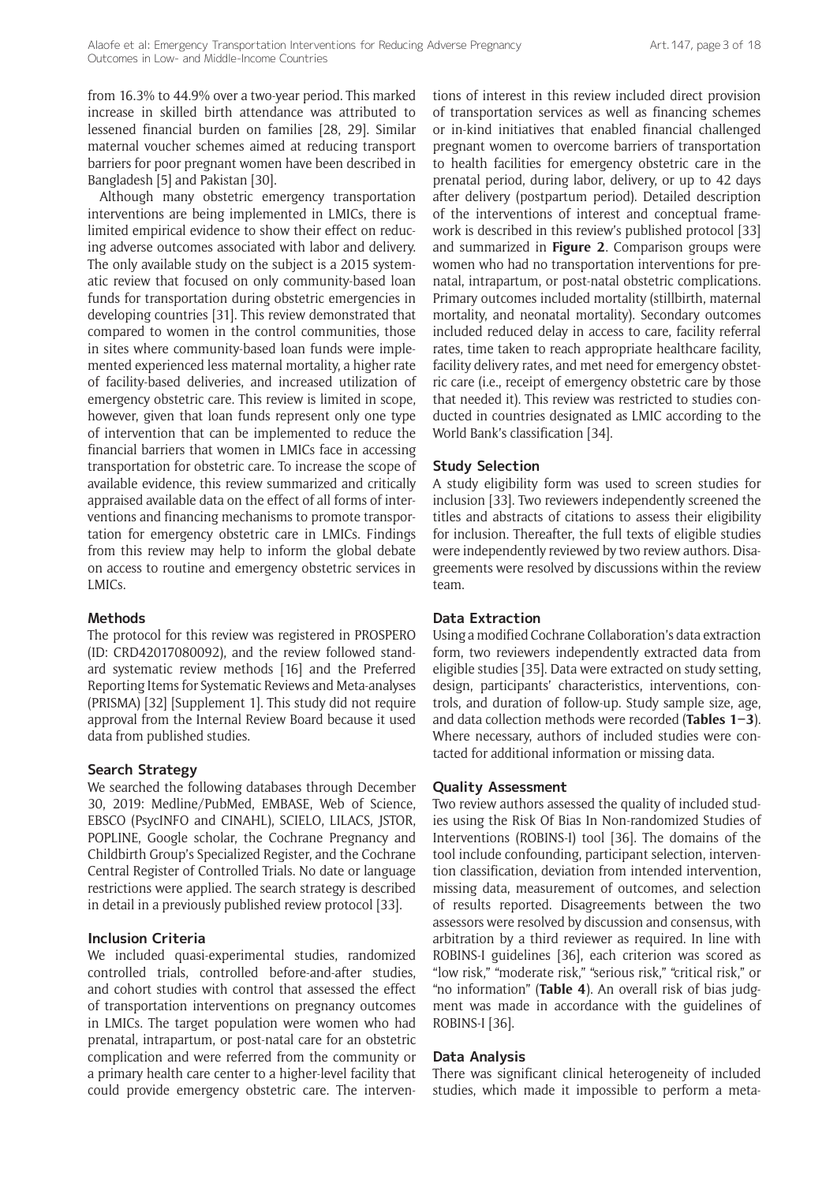from 16.3% to 44.9% over a two-year period. This marked increase in skilled birth attendance was attributed to lessened financial burden on families [28, 29]. Similar maternal voucher schemes aimed at reducing transport barriers for poor pregnant women have been described in Bangladesh [5] and Pakistan [30].

Although many obstetric emergency transportation interventions are being implemented in LMICs, there is limited empirical evidence to show their effect on reducing adverse outcomes associated with labor and delivery. The only available study on the subject is a 2015 systematic review that focused on only community-based loan funds for transportation during obstetric emergencies in developing countries [31]. This review demonstrated that compared to women in the control communities, those in sites where community-based loan funds were implemented experienced less maternal mortality, a higher rate of facility-based deliveries, and increased utilization of emergency obstetric care. This review is limited in scope, however, given that loan funds represent only one type of intervention that can be implemented to reduce the financial barriers that women in LMICs face in accessing transportation for obstetric care. To increase the scope of available evidence, this review summarized and critically appraised available data on the effect of all forms of interventions and financing mechanisms to promote transportation for emergency obstetric care in LMICs. Findings from this review may help to inform the global debate on access to routine and emergency obstetric services in LMICs.

## Methods

The protocol for this review was registered in PROSPERO (ID: CRD42017080092), and the review followed standard systematic review methods [16] and the Preferred Reporting Items for Systematic Reviews and Meta-analyses (PRISMA) [32] [Supplement 1]. This study did not require approval from the Internal Review Board because it used data from published studies.

### Search Strategy

We searched the following databases through December 30, 2019: Medline/PubMed, EMBASE, Web of Science, EBSCO (PsycINFO and CINAHL), SCIELO, LILACS, JSTOR, POPLINE, Google scholar, the Cochrane Pregnancy and Childbirth Group's Specialized Register, and the Cochrane Central Register of Controlled Trials. No date or language restrictions were applied. The search strategy is described in detail in a previously published review protocol [33].

### Inclusion Criteria

We included quasi-experimental studies, randomized controlled trials, controlled before-and-after studies, and cohort studies with control that assessed the effect of transportation interventions on pregnancy outcomes in LMICs. The target population were women who had prenatal, intrapartum, or post-natal care for an obstetric complication and were referred from the community or a primary health care center to a higher-level facility that could provide emergency obstetric care. The interventions of interest in this review included direct provision of transportation services as well as financing schemes or in-kind initiatives that enabled financial challenged pregnant women to overcome barriers of transportation to health facilities for emergency obstetric care in the prenatal period, during labor, delivery, or up to 42 days after delivery (postpartum period). Detailed description of the interventions of interest and conceptual framework is described in this review's published protocol [33] and summarized in **Figure 2**. Comparison groups were women who had no transportation interventions for prenatal, intrapartum, or post-natal obstetric complications. Primary outcomes included mortality (stillbirth, maternal mortality, and neonatal mortality). Secondary outcomes included reduced delay in access to care, facility referral rates, time taken to reach appropriate healthcare facility, facility delivery rates, and met need for emergency obstetric care (i.e., receipt of emergency obstetric care by those that needed it). This review was restricted to studies conducted in countries designated as LMIC according to the World Bank's classification [34].

### Study Selection

A study eligibility form was used to screen studies for inclusion [33]. Two reviewers independently screened the titles and abstracts of citations to assess their eligibility for inclusion. Thereafter, the full texts of eligible studies were independently reviewed by two review authors. Disagreements were resolved by discussions within the review team.

### Data Extraction

Using a modified Cochrane Collaboration's data extraction form, two reviewers independently extracted data from eligible studies [35]. Data were extracted on study setting, design, participants' characteristics, interventions, controls, and duration of follow-up. Study sample size, age, and data collection methods were recorded (**Tables 1–3**). Where necessary, authors of included studies were contacted for additional information or missing data.

### Quality Assessment

Two review authors assessed the quality of included studies using the Risk Of Bias In Non-randomized Studies of Interventions (ROBINS-I) tool [36]. The domains of the tool include confounding, participant selection, intervention classification, deviation from intended intervention, missing data, measurement of outcomes, and selection of results reported. Disagreements between the two assessors were resolved by discussion and consensus, with arbitration by a third reviewer as required. In line with ROBINS-I guidelines [36], each criterion was scored as "low risk," "moderate risk," "serious risk," "critical risk," or "no information" (**Table 4**). An overall risk of bias judgment was made in accordance with the guidelines of ROBINS-I [36].

### Data Analysis

There was significant clinical heterogeneity of included studies, which made it impossible to perform a meta-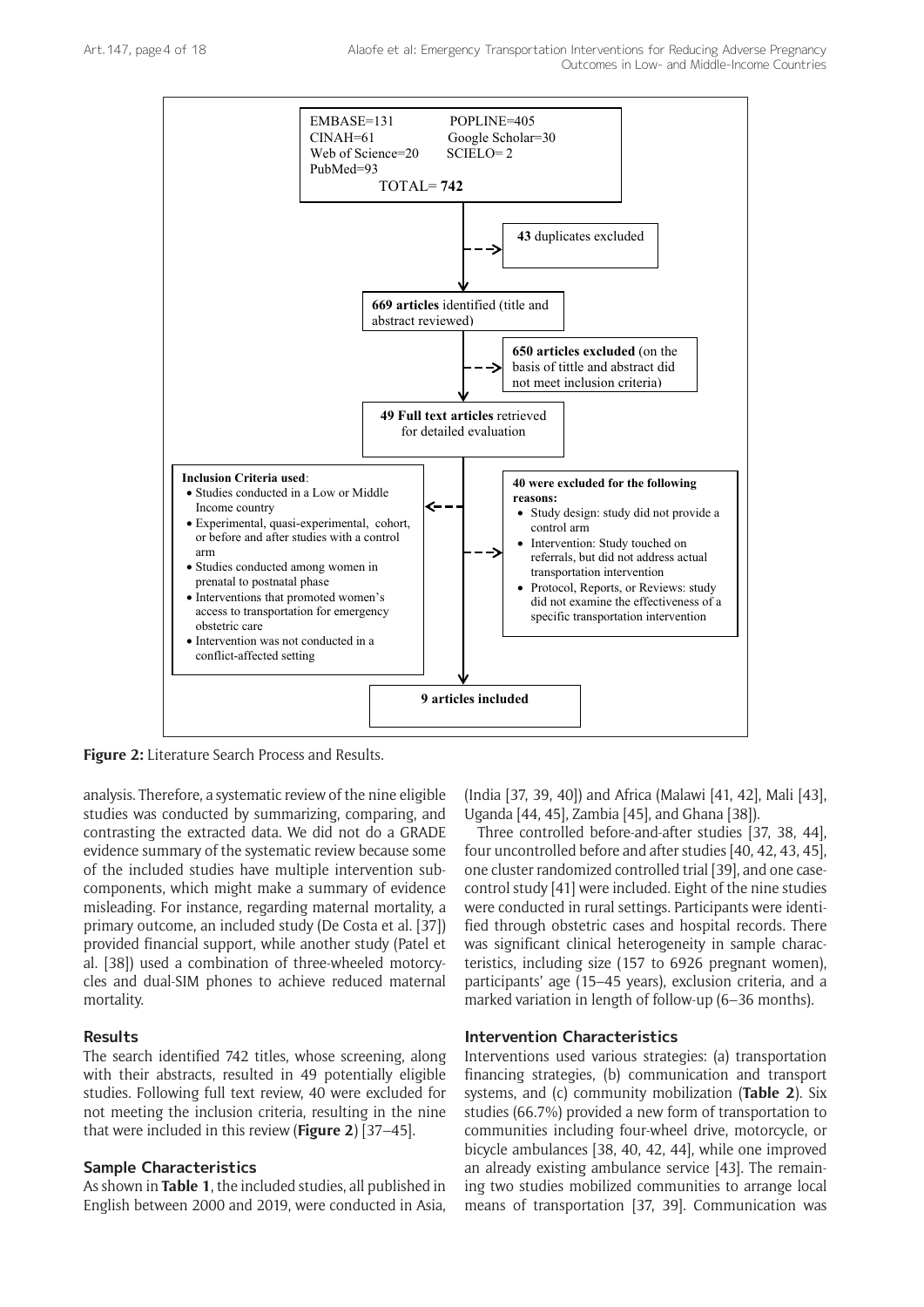EMBASE=131 POPLINE=405
CINAH=61 Google Scholar=30
Web of Science=20 SCIELO= 2
PubMed=93

TOTAL= **742**

**43** duplicates excluded

**669 articles** identified (title and abstract reviewed)

**650 articles excluded** (on the basis of tittle and abstract did not meet inclusion criteria)

**49 Full text articles** retrieved for detailed evaluation

**Inclusion Criteria used**:

- Studies conducted in a Low or Middle Income country
- Experimental, quasi-experimental, cohort, or before and after studies with a control arm
- Studies conducted among women in prenatal to postnatal phase
- Interventions that promoted women's access to transportation for emergency obstetric care
- Intervention was not conducted in a conflict-affected setting

**40 were excluded for the following reasons:**

- Study design: study did not provide a control arm
- Intervention: Study touched on referrals, but did not address actual transportation intervention
- Protocol, Reports, or Reviews: study did not examine the effectiveness of a specific transportation intervention

**9 articles included**

**Figure 2:** Literature Search Process and Results.

analysis. Therefore, a systematic review of the nine eligible studies was conducted by summarizing, comparing, and contrasting the extracted data. We did not do a GRADE evidence summary of the systematic review because some of the included studies have multiple intervention subcomponents, which might make a summary of evidence misleading. For instance, regarding maternal mortality, a primary outcome, an included study (De Costa et al. [37]) provided financial support, while another study (Patel et al. [38]) used a combination of three-wheeled motorcycles and dual-SIM phones to achieve reduced maternal mortality.

## Results

The search identified 742 titles, whose screening, along with their abstracts, resulted in 49 potentially eligible studies. Following full text review, 40 were excluded for not meeting the inclusion criteria, resulting in the nine that were included in this review (**Figure 2**) [37–45].

## Sample Characteristics

As shown in **Table 1**, the included studies, all published in English between 2000 and 2019, were conducted in Asia, (India [37, 39, 40]) and Africa (Malawi [41, 42], Mali [43], Uganda [44, 45], Zambia [45], and Ghana [38]).

Three controlled before-and-after studies [37, 38, 44], four uncontrolled before and after studies [40, 42, 43, 45], one cluster randomized controlled trial [39], and one case-control study [41] were included. Eight of the nine studies were conducted in rural settings. Participants were identified through obstetric cases and hospital records. There was significant clinical heterogeneity in sample characteristics, including size (157 to 6926 pregnant women), participants' age (15–45 years), exclusion criteria, and a marked variation in length of follow-up (6–36 months).

## Intervention Characteristics

Interventions used various strategies: (a) transportation financing strategies, (b) communication and transport systems, and (c) community mobilization (**Table 2**). Six studies (66.7%) provided a new form of transportation to communities including four-wheel drive, motorcycle, or bicycle ambulances [38, 40, 42, 44], while one improved an already existing ambulance service [43]. The remaining two studies mobilized communities to arrange local means of transportation [37, 39]. Communication was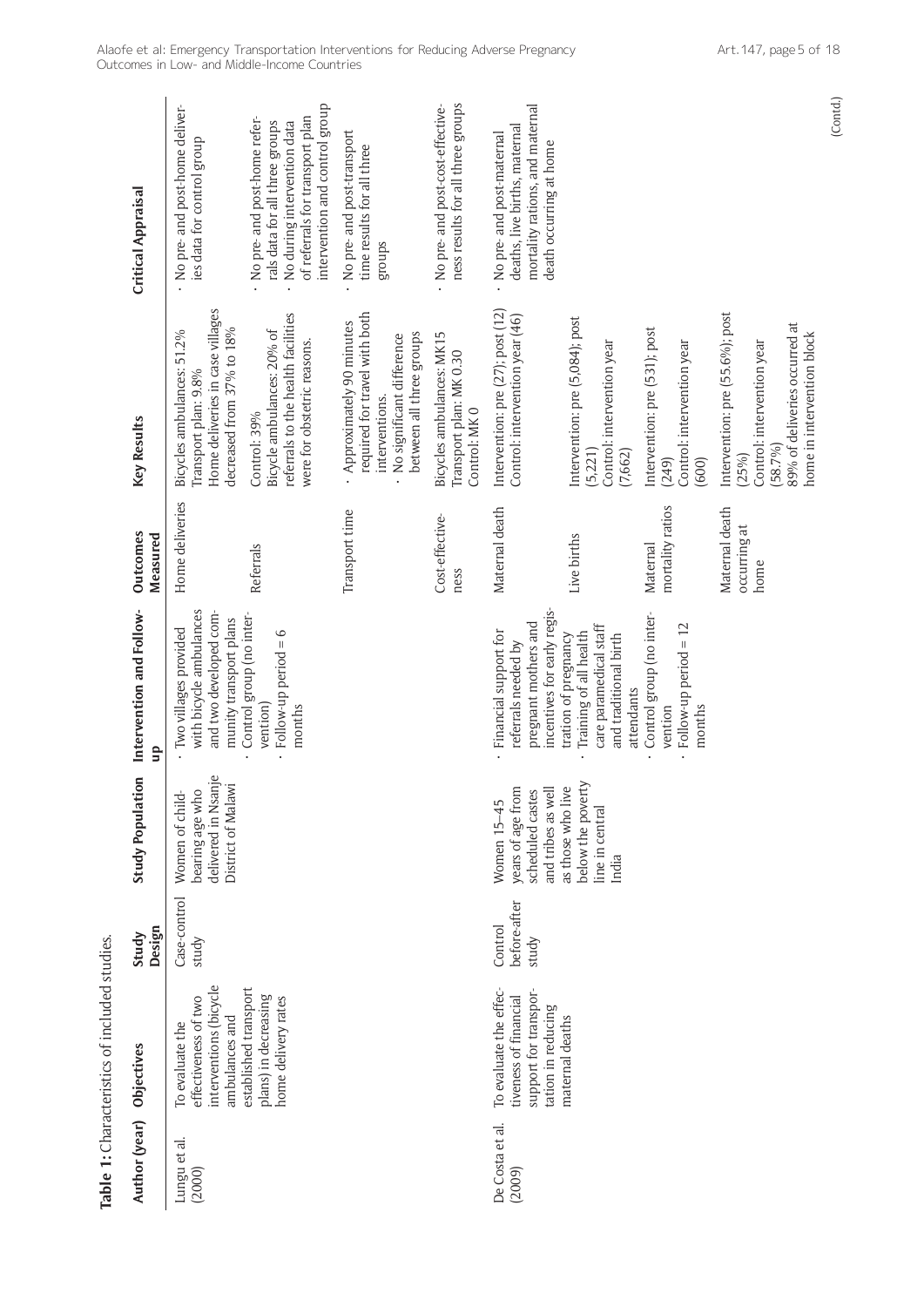**Table 1:** Characteristics of included studies.

| Author (year) | Objectives | Study Design | Study Population | Intervention and Follow-up | Outcomes Measured | Key Results | Critical Appraisal |
|---|---|---|---|---|---|---|---|
| Lungu et al. (2000) | To evaluate the effectiveness of two interventions (bicycle ambulances and established transport plans) in decreasing home delivery rates | Case-control study | Women of childbearing age who delivered in Nsanje District of Malawi | · Two villages provided with bicycle ambulances and two developed community transport plans<br>· Control group (no intervention)<br>· Follow-up period = 6 months | Home deliveries | Bicycles ambulances: 51.2%<br>Transport plan: 9.8%<br>Home deliveries in case villages decreased from 37% to 18% | · No pre- and post-home deliveries data for control group |
| | | | | | Referrals | Control: 39%<br>Bicycle ambulances: 20% of referrals to the health facilities were for obstetric reasons. | · No pre- and post-home referrals data for all three groups<br>· No during intervention data of referrals for transport plan intervention and control group |
| | | | | | Transport time | · Approximately 90 minutes required for travel with both interventions.<br>· No significant difference between all three groups | · No pre- and post-transport time results for all three groups |
| | | | | | Cost-effectiveness | Bicycles ambulances: MK15<br>Transport plan: MK 0.30<br>Control: MK 0 | · No pre- and post-cost-effectiveness results for all three groups |
| De Costa et al. (2009) | To evaluate the effectiveness of financial support for transportation in reducing maternal deaths | Control before-after study | Women 15–45 years of age from scheduled castes and tribes as well as those who live below the poverty line in central India | · Financial support for referrals needed by pregnant mothers and incentives for early registration of pregnancy<br>· Training of all health care paramedical staff and traditional birth attendants<br>· Control group (no intervention<br>· Follow-up period = 12 months | Maternal death | Intervention: pre (27); post (12)<br>Control: intervention year (46) | · No pre- and post-maternal deaths, live births, maternal mortality rations, and maternal death occurring at home |
| | | | | | Live births | Intervention: pre (5,084); post (5,221)<br>Control: intervention year (7,662) | |
| | | | | | Maternal mortality ratios | Intervention: pre (531); post (249)<br>Control: intervention year (600) | |
| | | | | | Maternal death occurring at home | Intervention: pre (55.6%); post (25%)<br>Control: intervention year (58.7%)<br>89% of deliveries occurred at home in intervention block | |

(Contd.)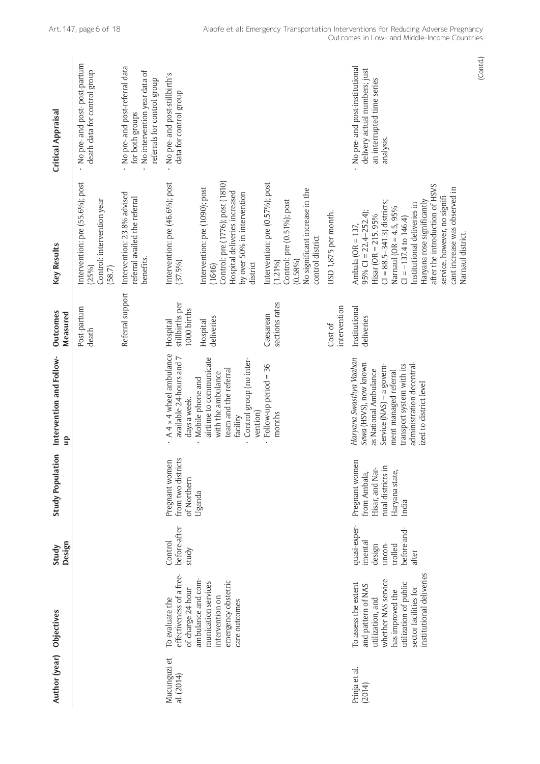| Author (year) | Objectives | Study Design | Study Population | Intervention and Follow-up | Outcomes Measured | Key Results | Critical Appraisal |
|---|---|---|---|---|---|---|---|
| | | | | | Post-partum death | Intervention: pre (55.6%); post (25%)<br>Control: intervention year (58.7) | · No pre- and post- post-partum death data for control group |
| | | | | | Referral support | Intervention: 23.8% advised referral availed the referral benefits. | · No pre- and post-referral data for both groups<br>· No intervention year data of referrals for control group |
| Mucunguzi et al. (2014) | To evaluate the effectiveness of a free-of-charge 24-hour ambulance and communication services intervention on emergency obstetric care outcomes | Control before-after study | Pregnant women from two districts of Northern Uganda | · A 4 × 4 wheel ambulance available 24-hours and 7 days a week.<br>· Mobile phone and airtime to communicate with the ambulance team and the referral facility<br>· Control group (no intervention)<br>· Follow-up period = 36 months | Hospital stillbirths per 1000 births | Intervention: pre (46.6%); post (37.5%) | · No pre- and post-stillbirth's data for control group |
| | | | | | Hospital deliveries | Intervention: pre (1090); post (1646)<br>Control: pre (1776); post (1810)<br>Hospital deliveries increased by over 50% in intervention district | |
| | | | | | Caesarean sections rates | Intervention: pre (0.57%); post (1.21%)<br>Control: pre (0.51%); post (0.58%)<br>No significant increase in the control district | |
| | | | | | Cost of intervention | USD 1,875 per month. | |
| Prinja et al. (2014) | To assess the extent and pattern of NAS utilization, and whether NAS service has improved the utilization of public sector facilities for institutional deliveries | quasi-experimental design uncontrolled before-and-after | Pregnant women from Ambala, Hisar, and Narnual districts in Haryana state, India | *Haryana Swasthya Vaahan Sewa* (HSVS), now known as National Ambulance Service (NAS) – a government managed referral transport system with its administration decentralized to district level | Institutional deliveries | Ambala (OR = 137, 95% CI = 22.4–252.4); Hisar (OR = 215, 95% CI = 88.5–341.3) districts; Narnaul (OR = 4.5, 95% CI = –137.4 to 146.4)<br>Institutional deliveries in Haryana rose significantly after the introduction of HSVS service, however, no significant increase was observed in Narnaul district. | · No pre- and post-institutional delivery actual numbers; just an interrupted time series analysis. |

(Contd.)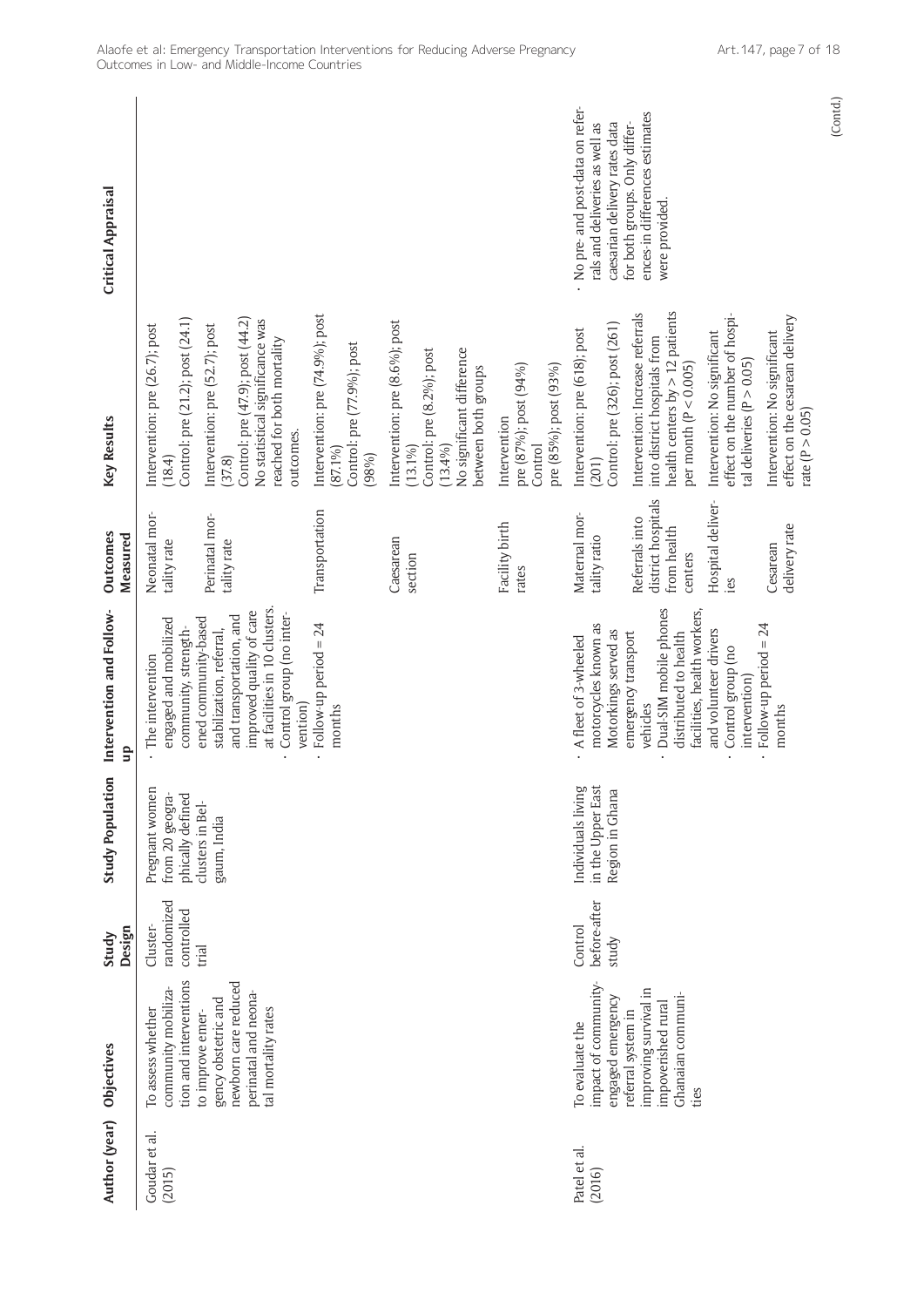| Author (year) | Objectives | Study Design | Study Population | Intervention and Follow-up | Outcomes Measured | Key Results | Critical Appraisal |
|---|---|---|---|---|---|---|---|
| Goudar et al. (2015) | To assess whether community mobilization and interventions to improve emergency obstetric and newborn care reduced perinatal and neonatal mortality rates | Cluster-randomized controlled trial | Pregnant women from 20 geographically defined clusters in Belgaum, India | · The intervention engaged and mobilized community, strengthened community-based stabilization, referral, and transportation, and improved quality of care at facilities in 10 clusters.<br>· Control group (no intervention)<br>· Follow-up period = 24 months | Neonatal mortality rate<br><br>Perinatal mortality rate<br><br>Transportation<br><br>Caesarean section<br><br>Facility birth rates | Intervention: pre (26.7); post (18.4)<br>Control: pre (21.2); post (24.1)<br>Intervention: pre (52.7); post (37.8)<br>Control: pre (47.9); post (44.2)<br>No statistical significance was reached for both mortality outcomes.<br><br>Intervention: pre (74.9%); post (87.1%)<br>Control: pre (77.9%); post (98%)<br><br>Intervention: pre (8.6%); post (13.1%)<br>Control: pre (8.2%); post (13.4%)<br>No significant difference between both groups<br><br>Intervention<br>pre (87%); post (94%)<br>Control<br>pre (85%); post (93%) | |
| Patel et al. (2016) | To evaluate the impact of community-engaged emergency referral system in improving survival in impoverished rural Ghanaian communities | Control before-after study | Individuals living in the Upper East Region in Ghana | · A fleet of 3-wheeled motorcycles known as Motorkings served as emergency transport vehicles<br>· Dual-SIM mobile phones distributed to health facilities, health workers, and volunteer drivers<br>· Control group (no intervention)<br>· Follow-up period = 24 months | Maternal mortality ratio<br><br>Referrals into district hospitals from health centers<br><br>Hospital deliveries<br><br>Cesarean delivery rate | Intervention: pre (618); post (201)<br>Control: pre (326); post (261)<br><br>Intervention: Increase referrals into district hospitals from health centers by > 12 patients per month (P < 0.005)<br><br>Intervention: No significant effect on the number of hospital deliveries (P > 0.05)<br><br>Intervention: No significant effect on the cesarean delivery rate (P > 0.05) | · No pre- and post-data on referrals and deliveries as well as caesarian delivery rates data for both groups. Only differences-in differences estimates were provided. |

(Contd.)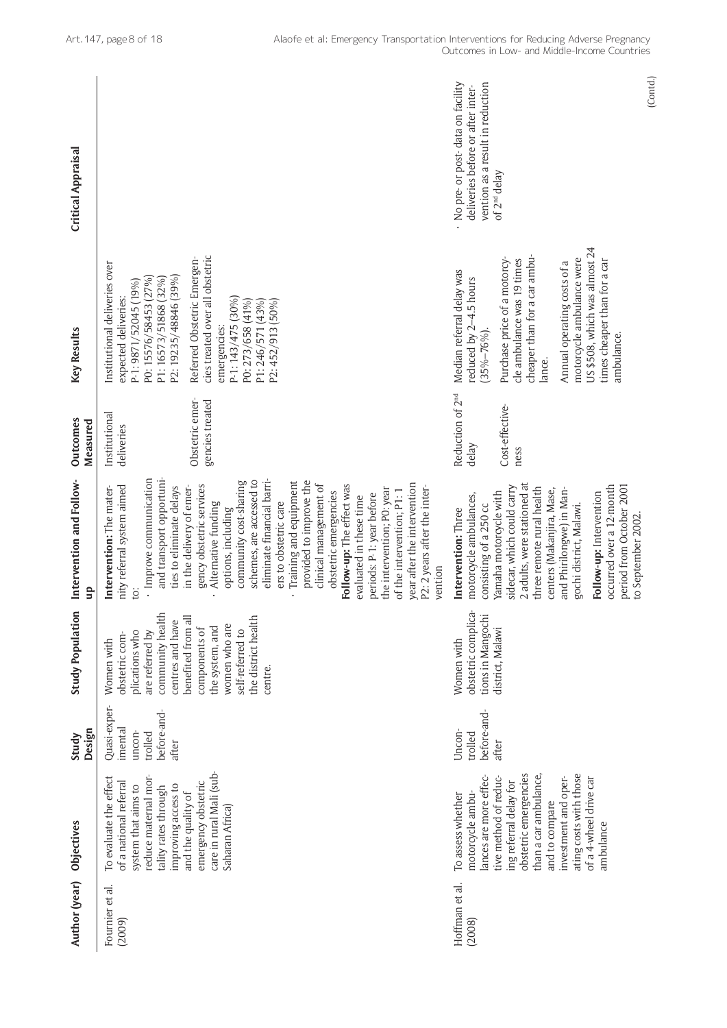| Author (year) | Objectives | Study Design | Study Population | Intervention and Follow-up | Outcomes Measured | Key Results | Critical Appraisal |
|---|---|---|---|---|---|---|---|
| Fournier et al. (2009) | To evaluate the effect of a national referral system that aims to reduce maternal mortality rates through improving access to and the quality of emergency obstetric care in rural Mali (sub-Saharan Africa) | Quasi-experimental uncontrolled before-and-after | Women with obstetric complications who are referred by community health centres and have benefited from all components of the system, and women who are self-referred to the district health centre. | **Intervention:** The maternity referral system aimed to:<br>· Improve communication and transport opportunities to eliminate delays in the delivery of emergency obstetric services<br>· Alternative funding options, including community cost-sharing schemes, are accessed to eliminate financial barriers to obstetric care<br>· Training and equipment provided to improve the clinical management of obstetric emergencies<br>**Follow-up:** The effect was evaluated in these time periods: P-1: year before the intervention; P0: year of the intervention; P1: 1 year after the intervention P2: 2 years after the intervention | Institutional deliveries<br><br>Obstetric emergencies treated | Institutional deliveries over expected deliveries:<br>P-1: 9871/52045 (19%)<br>P0: 15576/58453 (27%)<br>P1: 16573/51868 (32%)<br>P2: 19235/48846 (39%)<br><br>Referred Obstetric Emergencies treated over all obstetric emergencies:<br>P-1: 143/475 (30%)<br>P0: 273/658 (41%)<br>P1: 246/571 (43%)<br>P2: 452/913 (50%) | |
| Hoffman et al. (2008) | To assess whether motorcycle ambulances are more effective method of reducing referral delay for obstetric emergencies than a car ambulance, and to compare investment and operating costs with those of a 4-wheel drive car ambulance | Uncontrolled before-and-after | Women with obstetric complications in Mangochi district, Malawi | **Intervention:** Three motorcycle ambulances, consisting of a 250 cc Yamaha motorcycle with sidecar, which could carry 2 adults, were stationed at three remote rural health centers (Makanjira, Mase, and Phirilongwe) in Mangochi district, Malawi.<br>**Follow-up:** Intervention occurred over a 12-month period from October 2001 to September 2002. | Reduction of 2[nd] delay<br><br>Cost-effectiveness | Median referral delay was reduced by 2–4.5 hours (35%–76%).<br><br>Purchase price of a motorcycle ambulance was 19 times cheaper than for a car ambulance.<br><br>Annual operating costs of a motorcycle ambulance were US $508, which was almost 24 times cheaper than for a car ambulance. | · No pre- or post- data on facility deliveries before or after intervention as a result in reduction of 2[nd] delay |

(Contd.)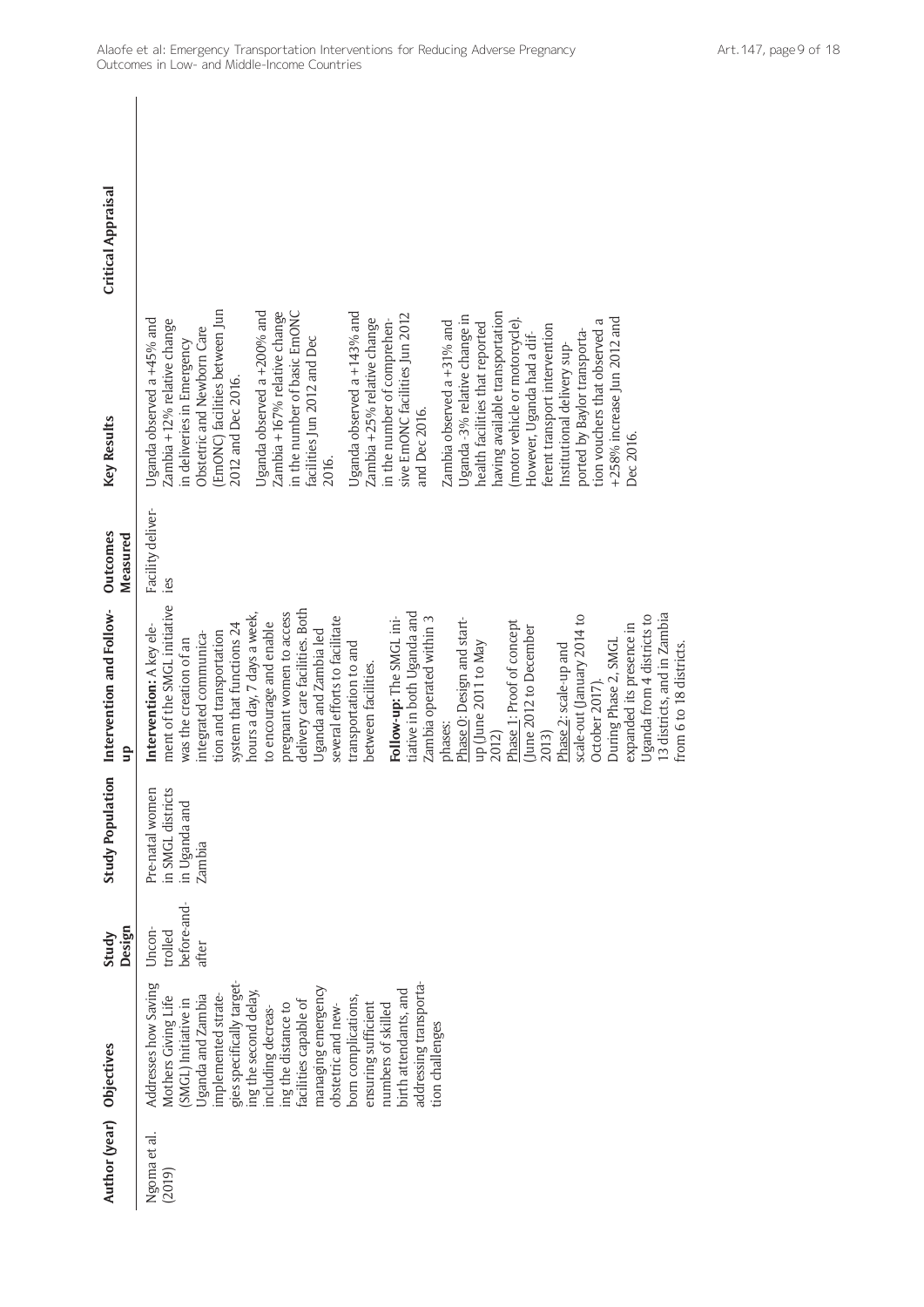| Author (year) | Objectives | Study Design | Study Population | Intervention and Follow-up | Outcomes Measured | Key Results | Critical Appraisal |
|---|---|---|---|---|---|---|---|
| Ngoma et al. (2019) | Addresses how Saving Mothers Giving Life (SMGL) Initiative in Uganda and Zambia implemented strategies specifically targeting the second delay, including decreasing the distance to facilities capable of managing emergency obstetric and newborn complications, ensuring sufficient numbers of skilled birth attendants, and addressing transportation challenges | Uncontrolled before-and-after | Pre-natal women in SMGL districts in Uganda and Zambia | **Intervention:** A key element of the SMGL initiative was the creation of an integrated communication and transportation system that functions 24 hours a day, 7 days a week, to encourage and enable pregnant women to access delivery care facilities. Both Uganda and Zambia led several efforts to facilitate transportation to and between facilities.<br><br>**Follow-up:** The SMGL initiative in both Uganda and Zambia operated within 3 phases:<br>Phase 0: Design and start-up (June 2011 to May 2012)<br>Phase 1: Proof of concept (June 2012 to December 2013)<br>Phase 2: scale-up and scale-out (January 2014 to October 2017).<br>During Phase 2, SMGL expanded its presence in Uganda from 4 districts to 13 districts, and in Zambia from 6 to 18 districts. | Facility deliveries | Uganda observed a +45% and Zambia +12% relative change in deliveries in Emergency Obstetric and Newborn Care (EmONC) facilities between Jun 2012 and Dec 2016.<br><br>Uganda observed a +200% and Zambia +167% relative change in the number of basic EmONC facilities Jun 2012 and Dec 2016.<br><br>Uganda observed a +143% and Zambia +25% relative change in the number of comprehensive EmONC facilities Jun 2012 and Dec 2016.<br><br>Zambia observed a +31% and Uganda -3% relative change in health facilities that reported having available transportation (motor vehicle or motorcycle). However, Uganda had a different transport intervention Institutional delivery supported by Baylor transportation vouchers that observed a +258% increase Jun 2012 and Dec 2016. | |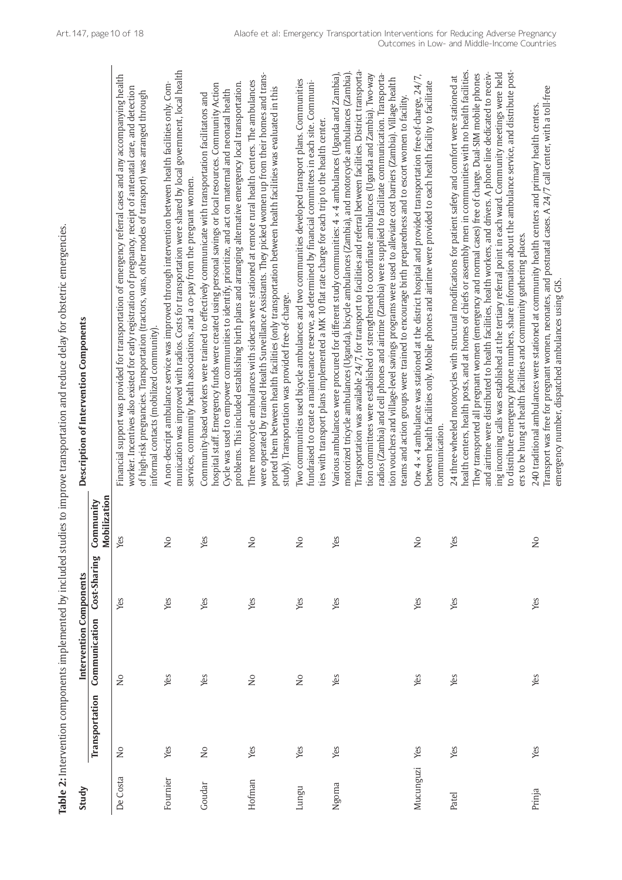**Table 2:** Intervention components implemented by included studies to improve transportation and reduce delay for obstetric emergencies.

| Study | Intervention Components | | | | Description of Intervention Components |
|---|---|---|---|---|---|
| | Transportation | Communication | Cost-Sharing | Community Mobilization | |
| De Costa | No | No | Yes | Yes | Financial support was provided for transportation of emergency referral cases and any accompanying health worker. Incentives also existed for early registration of pregnancy, receipt of antenatal care, and detection of high-risk pregnancies. Transportation (tractors, vans, other modes of transport) was arranged through informal contacts (mobilized community). |
| Fournier | Yes | Yes | Yes | No | A non-descript ambulance service was improved through intervention between health facilities only. Communication was improved with radios. Costs for transportation were shared by local government, local health services, community health associations, and a co-pay from the pregnant women. |
| Goudar | No | Yes | Yes | Yes | Community-based workers were trained to effectively communicate with transportation facilitators and hospital staff. Emergency funds were created using personal savings or local resources. Community Action Cycle was used to empower communities to identify, prioritize, and act on maternal and neonatal health problems. This included establishing birth plans and arranging alternative emergency local transportation. |
| Hofman | Yes | No | Yes | No | Three motorcycle ambulances with sidecars were stationed at remote rural health centers. The ambulances were operated by trained Health Surveillance Assistants. They picked women up from their homes and transported them between health facilities (only transportation between health facilities was evaluated in this study). Transportation was provided free-of-charge. |
| Lungu | Yes | No | Yes | No | Two communities used bicycle ambulances and two communities developed transport plans. Communities fundraised to create a maintenance reserve, as determined by financial committees in each site. Communities with transport plans implemented a MK 10 flat rate charge for each trip to the health center. |
| Ngoma | Yes | Yes | Yes | Yes | Various ambulances were procured for different study communities: 4 × 4 ambulances (Uganda and Zambia), motorized tricycle ambulances (Uganda), bicycle ambulances (Zambia), and motorcycle ambulances (Zambia). Transportation was available 24/7, for transport to facilities and referral between facilities. District transportation committees were established or strengthened to coordinate ambulances (Uganda and Zambia). Two-way radios (Zambia) and cell phones and airtime (Zambia) were supplied to facilitate communication. Transportation vouchers and village-level savings programs were used to alleviate cost barriers (Zambia). Village health teams and action groups were trained to encourage birth preparedness and to escort women to facility. |
| Mucunguzi | Yes | Yes | Yes | No | One 4 × 4 ambulance was stationed at the district hospital and provided transportation free-of-charge, 24/7, between health facilities only. Mobile phones and airtime were provided to each health facility to facilitate communication. |
| Patel | Yes | Yes | Yes | Yes | 24 three-wheeled motorcycles with structural modifications for patient safety and comfort were stationed at health centers, health posts, and at homes of chiefs or assembly men in communities with no health facilities. They transported all pregnant women (emergency and normal cases) free of charge. Dual-SIM mobile phones and airtime were distributed to health facilities, health workers, and drivers. A phone line dedicated to receiving incoming calls was established at the tertiary referral point in each ward. Community meetings were held to distribute emergency phone numbers, share information about the ambulance service, and distribute posters to be hung at health facilities and community gathering places. |
| Prinja | Yes | Yes | Yes | No | 240 traditional ambulances were stationed at community health centers and primary health centers. Transport was free for pregnant women, neonates, and postnatal cases. A 24/7 call center, with a toll-free emergency number, dispatched ambulances using GIS. |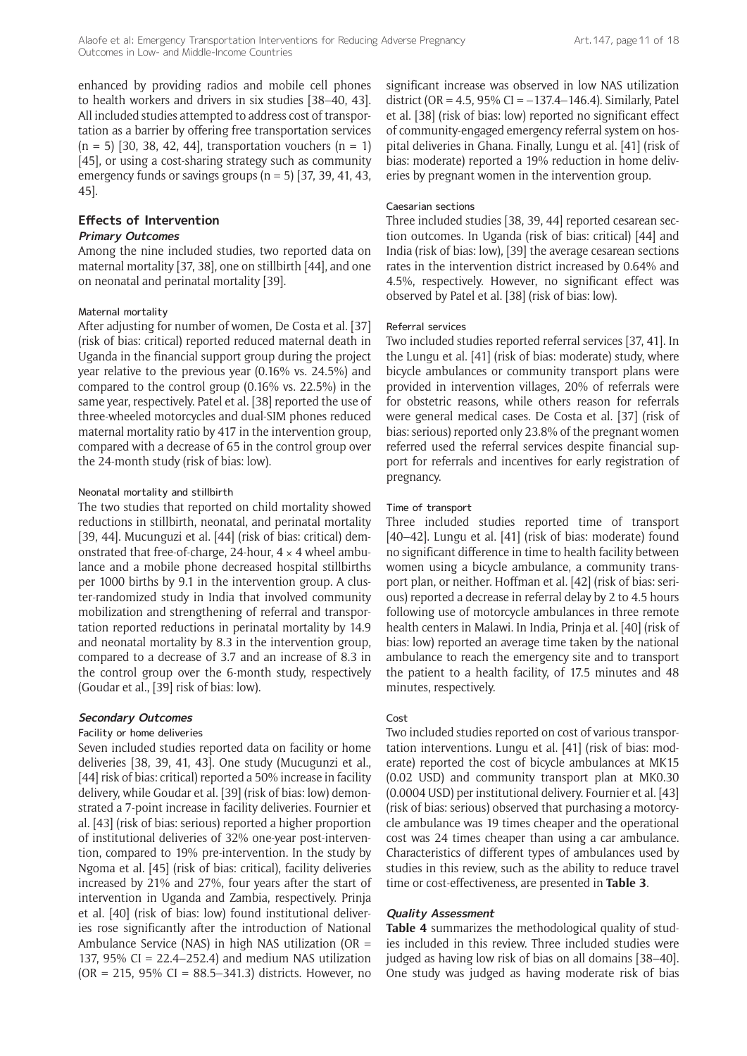enhanced by providing radios and mobile cell phones to health workers and drivers in six studies [38–40, 43]. All included studies attempted to address cost of transportation as a barrier by offering free transportation services (n = 5) [30, 38, 42, 44], transportation vouchers (n = 1) [45], or using a cost-sharing strategy such as community emergency funds or savings groups (n = 5) [37, 39, 41, 43, 45].

## Effects of Intervention

### *Primary Outcomes*

Among the nine included studies, two reported data on maternal mortality [37, 38], one on stillbirth [44], and one on neonatal and perinatal mortality [39].

#### Maternal mortality

After adjusting for number of women, De Costa et al. [37] (risk of bias: critical) reported reduced maternal death in Uganda in the financial support group during the project year relative to the previous year (0.16% vs. 24.5%) and compared to the control group (0.16% vs. 22.5%) in the same year, respectively. Patel et al. [38] reported the use of three-wheeled motorcycles and dual-SIM phones reduced maternal mortality ratio by 417 in the intervention group, compared with a decrease of 65 in the control group over the 24-month study (risk of bias: low).

#### Neonatal mortality and stillbirth

The two studies that reported on child mortality showed reductions in stillbirth, neonatal, and perinatal mortality [39, 44]. Mucunguzi et al. [44] (risk of bias: critical) demonstrated that free-of-charge, 24-hour, 4 × 4 wheel ambulance and a mobile phone decreased hospital stillbirths per 1000 births by 9.1 in the intervention group. A cluster-randomized study in India that involved community mobilization and strengthening of referral and transportation reported reductions in perinatal mortality by 14.9 and neonatal mortality by 8.3 in the intervention group, compared to a decrease of 3.7 and an increase of 8.3 in the control group over the 6-month study, respectively (Goudar et al., [39] risk of bias: low).

### *Secondary Outcomes*

#### Facility or home deliveries

Seven included studies reported data on facility or home deliveries [38, 39, 41, 43]. One study (Mucugunzi et al., [44] risk of bias: critical) reported a 50% increase in facility delivery, while Goudar et al. [39] (risk of bias: low) demonstrated a 7-point increase in facility deliveries. Fournier et al. [43] (risk of bias: serious) reported a higher proportion of institutional deliveries of 32% one-year post-intervention, compared to 19% pre-intervention. In the study by Ngoma et al. [45] (risk of bias: critical), facility deliveries increased by 21% and 27%, four years after the start of intervention in Uganda and Zambia, respectively. Prinja et al. [40] (risk of bias: low) found institutional deliveries rose significantly after the introduction of National Ambulance Service (NAS) in high NAS utilization (OR = 137, 95% CI = 22.4–252.4) and medium NAS utilization (OR = 215, 95% CI = 88.5–341.3) districts. However, no significant increase was observed in low NAS utilization district (OR = 4.5, 95% CI = −137.4–146.4). Similarly, Patel et al. [38] (risk of bias: low) reported no significant effect of community-engaged emergency referral system on hospital deliveries in Ghana. Finally, Lungu et al. [41] (risk of bias: moderate) reported a 19% reduction in home deliveries by pregnant women in the intervention group.

#### Caesarian sections

Three included studies [38, 39, 44] reported cesarean section outcomes. In Uganda (risk of bias: critical) [44] and India (risk of bias: low), [39] the average cesarean sections rates in the intervention district increased by 0.64% and 4.5%, respectively. However, no significant effect was observed by Patel et al. [38] (risk of bias: low).

#### Referral services

Two included studies reported referral services [37, 41]. In the Lungu et al. [41] (risk of bias: moderate) study, where bicycle ambulances or community transport plans were provided in intervention villages, 20% of referrals were for obstetric reasons, while others reason for referrals were general medical cases. De Costa et al. [37] (risk of bias: serious) reported only 23.8% of the pregnant women referred used the referral services despite financial support for referrals and incentives for early registration of pregnancy.

#### Time of transport

Three included studies reported time of transport [40–42]. Lungu et al. [41] (risk of bias: moderate) found no significant difference in time to health facility between women using a bicycle ambulance, a community transport plan, or neither. Hoffman et al. [42] (risk of bias: serious) reported a decrease in referral delay by 2 to 4.5 hours following use of motorcycle ambulances in three remote health centers in Malawi. In India, Prinja et al. [40] (risk of bias: low) reported an average time taken by the national ambulance to reach the emergency site and to transport the patient to a health facility, of 17.5 minutes and 48 minutes, respectively.

#### Cost

Two included studies reported on cost of various transportation interventions. Lungu et al. [41] (risk of bias: moderate) reported the cost of bicycle ambulances at MK15 (0.02 USD) and community transport plan at MK0.30 (0.0004 USD) per institutional delivery. Fournier et al. [43] (risk of bias: serious) observed that purchasing a motorcycle ambulance was 19 times cheaper and the operational cost was 24 times cheaper than using a car ambulance. Characteristics of different types of ambulances used by studies in this review, such as the ability to reduce travel time or cost-effectiveness, are presented in **Table 3**.

### *Quality Assessment*

**Table 4** summarizes the methodological quality of studies included in this review. Three included studies were judged as having low risk of bias on all domains [38–40]. One study was judged as having moderate risk of bias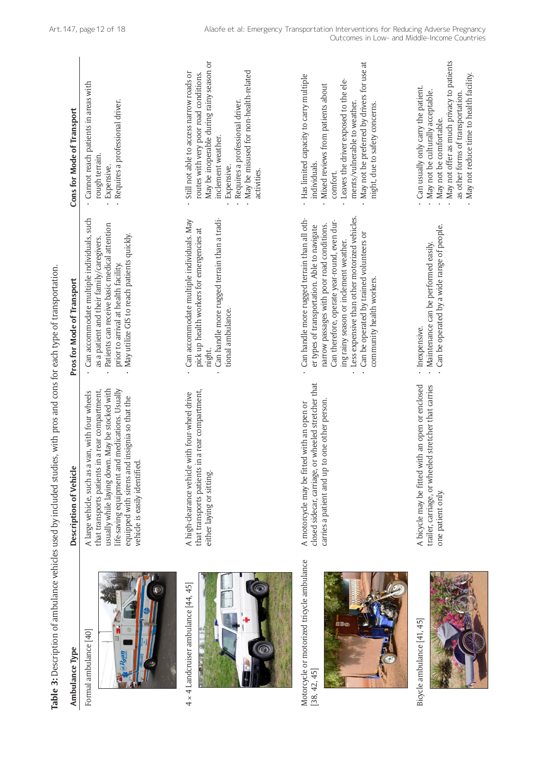**Table 3:** Description of ambulance vehicles used by included studies, with pros and cons for each type of transportation.

| Ambulance Type | Description of Vehicle | Pros for Mode of Transport | Cons for Mode of Transport |
|---|---|---|---|
| Formal ambulance [40] | A large vehicle, such as a van, with four wheels that transports patients in a rear compartment, usually while laying down. May be stocked with life-saving equipment and medications. Usually equipped with sirens and insignia so that the vehicle is easily identified. | · Can accommodate multiple individuals, such as a patient and their family/caregivers.<br>· Patients can receive basic medical attention prior to arrival at health facility.<br>· May utilize GIS to reach patients quickly. | · Cannot reach patients in areas with rough terrain.<br>· Expensive.<br>· Requires a professional driver. |
| 4 × 4 Landcruiser ambulance [44, 45] | A high-clearance vehicle with four-wheel drive that transports patients in a rear compartment, either laying or sitting. | · Can accommodate multiple individuals. May pick up health workers for emergencies at night.<br>· Can handle more rugged terrain than a traditional ambulance. | · Still not able to access narrow roads or routes with very poor road conditions.<br>· May be inoperable during rainy season or inclement weather.<br>· Expensive.<br>· Requires a professional driver.<br>· May be misused for non-health-related activities. |
| Motorcycle or motorized tricycle ambulance [38, 42, 45] | A motorcycle may be fitted with an open or closed sidecar, carriage, or wheeled stretcher that carries a patient and up to one other person. | · Can handle more rugged terrain than all other types of transportation. Able to navigate narrow passages with poor road conditions. Can therefore, operate year-round, even during rainy season or inclement weather.<br>· Less expensive than other motorized vehicles.<br>· Can be operated by trained volunteers or community health workers. | · Has limited capacity to carry multiple individuals.<br>· Mixed reviews from patients about comfort.<br>· Leaves the driver exposed to the elements/vulnerable to weather.<br>· May not be preferred by drivers for use at night, due to safety concerns. |
| Bicycle ambulance [41, 45] | A bicycle may be fitted with an open or enclosed trailer, carriage, or wheeled stretcher that carries one patient only. | · Inexpensive.<br>· Maintenance can be performed easily.<br>· Can be operated by a wide range of people. | · Can usually only carry the patient.<br>· May not be culturally acceptable.<br>· May not be comfortable.<br>· May not offer as much privacy to patients as other forms of transportation.<br>· May not reduce time to health facility. |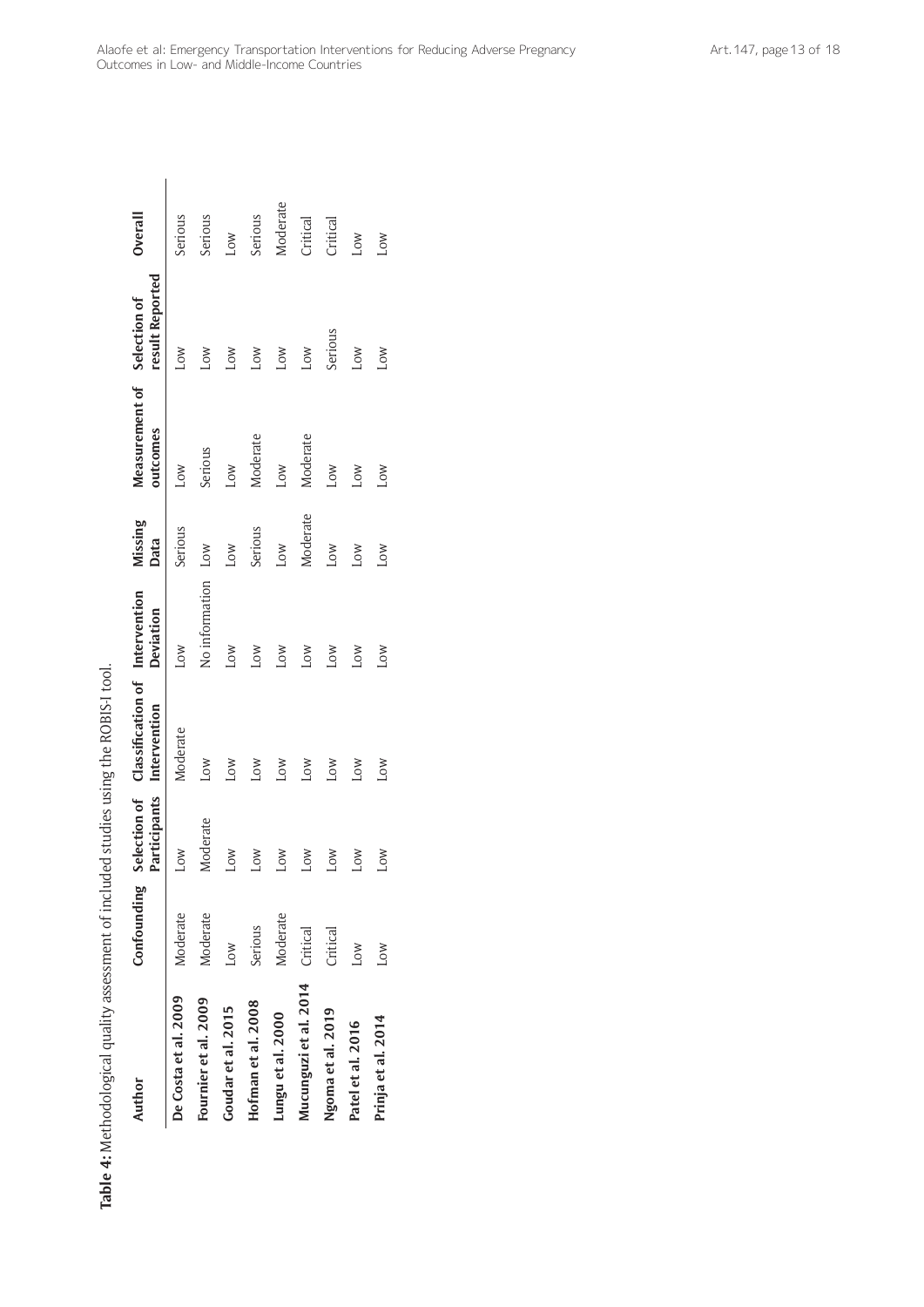**Table 4:** Methodological quality assessment of included studies using the ROBIS-I tool.

| Author | Confounding | Selection of Participants | Classification of Intervention | Intervention Deviation | Missing Data | Measurement of outcomes | Selection of result Reported | Overall |
|---|---|---|---|---|---|---|---|---|
| **De Costa et al. 2009** | Moderate | Low | Moderate | Low | Serious | Low | Low | Serious |
| **Fournier et al. 2009** | Moderate | Moderate | Low | No information | Low | Serious | Low | Serious |
| **Goudar et al. 2015** | Low | Low | Low | Low | Low | Low | Low | Low |
| **Hofman et al. 2008** | Serious | Low | Low | Low | Serious | Moderate | Low | Serious |
| **Lungu et al. 2000** | Moderate | Low | Low | Low | Low | Low | Low | Moderate |
| **Mucunguzi et al. 2014** | Critical | Low | Low | Low | Moderate | Moderate | Low | Critical |
| **Ngoma et al. 2019** | Critical | Low | Low | Low | Low | Low | Serious | Critical |
| **Patel et al. 2016** | Low | Low | Low | Low | Low | Low | Low | Low |
| **Prinja et al. 2014** | Low | Low | Low | Low | Low | Low | Low | Low |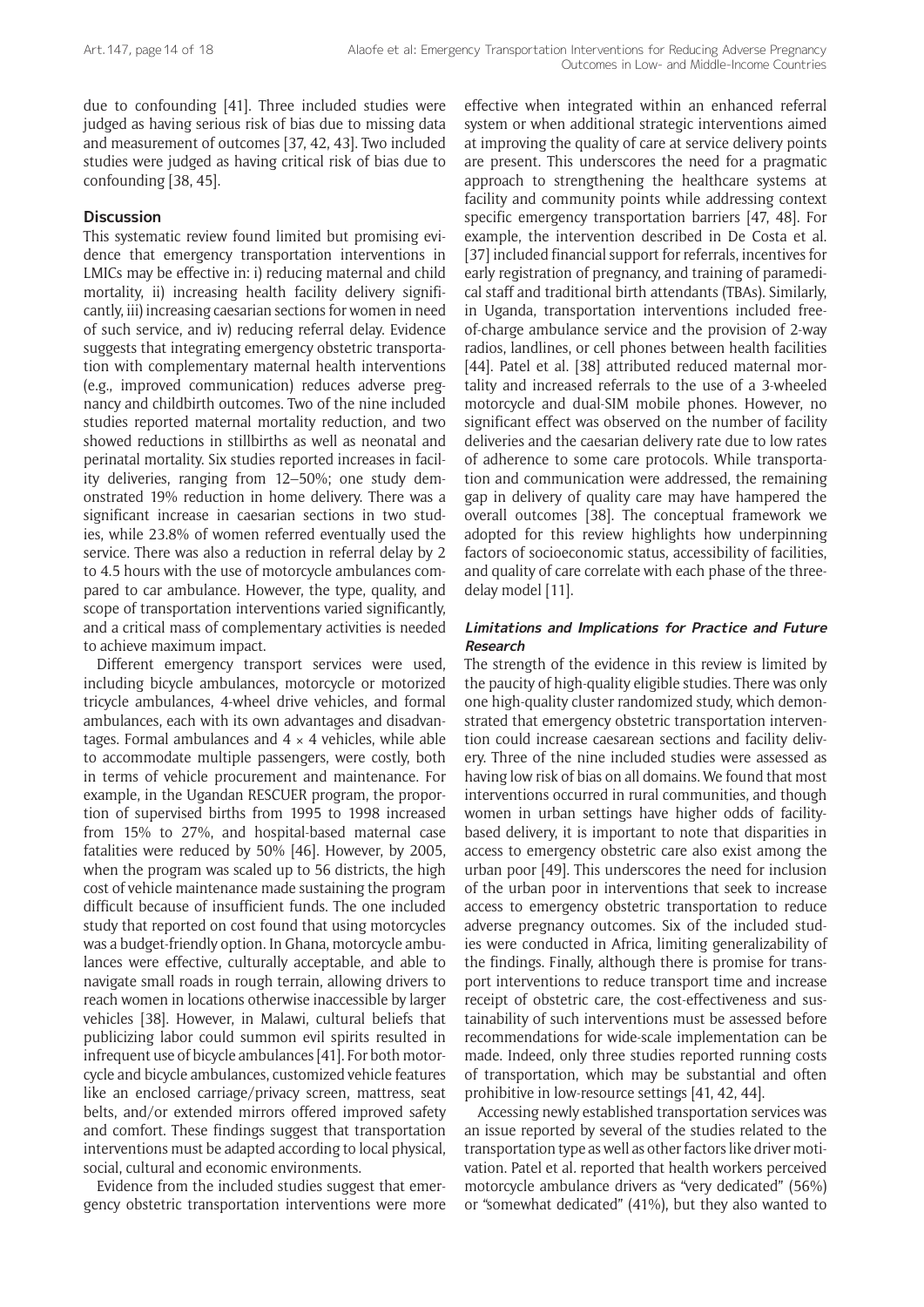due to confounding [41]. Three included studies were judged as having serious risk of bias due to missing data and measurement of outcomes [37, 42, 43]. Two included studies were judged as having critical risk of bias due to confounding [38, 45].

## Discussion

This systematic review found limited but promising evidence that emergency transportation interventions in LMICs may be effective in: i) reducing maternal and child mortality, ii) increasing health facility delivery significantly, iii) increasing caesarian sections for women in need of such service, and iv) reducing referral delay. Evidence suggests that integrating emergency obstetric transportation with complementary maternal health interventions (e.g., improved communication) reduces adverse pregnancy and childbirth outcomes. Two of the nine included studies reported maternal mortality reduction, and two showed reductions in stillbirths as well as neonatal and perinatal mortality. Six studies reported increases in facility deliveries, ranging from 12–50%; one study demonstrated 19% reduction in home delivery. There was a significant increase in caesarian sections in two studies, while 23.8% of women referred eventually used the service. There was also a reduction in referral delay by 2 to 4.5 hours with the use of motorcycle ambulances compared to car ambulance. However, the type, quality, and scope of transportation interventions varied significantly, and a critical mass of complementary activities is needed to achieve maximum impact.

Different emergency transport services were used, including bicycle ambulances, motorcycle or motorized tricycle ambulances, 4-wheel drive vehicles, and formal ambulances, each with its own advantages and disadvantages. Formal ambulances and 4 × 4 vehicles, while able to accommodate multiple passengers, were costly, both in terms of vehicle procurement and maintenance. For example, in the Ugandan RESCUER program, the proportion of supervised births from 1995 to 1998 increased from 15% to 27%, and hospital-based maternal case fatalities were reduced by 50% [46]. However, by 2005, when the program was scaled up to 56 districts, the high cost of vehicle maintenance made sustaining the program difficult because of insufficient funds. The one included study that reported on cost found that using motorcycles was a budget-friendly option. In Ghana, motorcycle ambulances were effective, culturally acceptable, and able to navigate small roads in rough terrain, allowing drivers to reach women in locations otherwise inaccessible by larger vehicles [38]. However, in Malawi, cultural beliefs that publicizing labor could summon evil spirits resulted in infrequent use of bicycle ambulances [41]. For both motorcycle and bicycle ambulances, customized vehicle features like an enclosed carriage/privacy screen, mattress, seat belts, and/or extended mirrors offered improved safety and comfort. These findings suggest that transportation interventions must be adapted according to local physical, social, cultural and economic environments.

Evidence from the included studies suggest that emergency obstetric transportation interventions were more effective when integrated within an enhanced referral system or when additional strategic interventions aimed at improving the quality of care at service delivery points are present. This underscores the need for a pragmatic approach to strengthening the healthcare systems at facility and community points while addressing context specific emergency transportation barriers [47, 48]. For example, the intervention described in De Costa et al. [37] included financial support for referrals, incentives for early registration of pregnancy, and training of paramedical staff and traditional birth attendants (TBAs). Similarly, in Uganda, transportation interventions included free-of-charge ambulance service and the provision of 2-way radios, landlines, or cell phones between health facilities [44]. Patel et al. [38] attributed reduced maternal mortality and increased referrals to the use of a 3-wheeled motorcycle and dual-SIM mobile phones. However, no significant effect was observed on the number of facility deliveries and the caesarian delivery rate due to low rates of adherence to some care protocols. While transportation and communication were addressed, the remaining gap in delivery of quality care may have hampered the overall outcomes [38]. The conceptual framework we adopted for this review highlights how underpinning factors of socioeconomic status, accessibility of facilities, and quality of care correlate with each phase of the three-delay model [11].

### *Limitations and Implications for Practice and Future Research*

The strength of the evidence in this review is limited by the paucity of high-quality eligible studies. There was only one high-quality cluster randomized study, which demonstrated that emergency obstetric transportation intervention could increase caesarean sections and facility delivery. Three of the nine included studies were assessed as having low risk of bias on all domains. We found that most interventions occurred in rural communities, and though women in urban settings have higher odds of facility-based delivery, it is important to note that disparities in access to emergency obstetric care also exist among the urban poor [49]. This underscores the need for inclusion of the urban poor in interventions that seek to increase access to emergency obstetric transportation to reduce adverse pregnancy outcomes. Six of the included studies were conducted in Africa, limiting generalizability of the findings. Finally, although there is promise for transport interventions to reduce transport time and increase receipt of obstetric care, the cost-effectiveness and sustainability of such interventions must be assessed before recommendations for wide-scale implementation can be made. Indeed, only three studies reported running costs of transportation, which may be substantial and often prohibitive in low-resource settings [41, 42, 44].

Accessing newly established transportation services was an issue reported by several of the studies related to the transportation type as well as other factors like driver motivation. Patel et al. reported that health workers perceived motorcycle ambulance drivers as "very dedicated" (56%) or "somewhat dedicated" (41%), but they also wanted to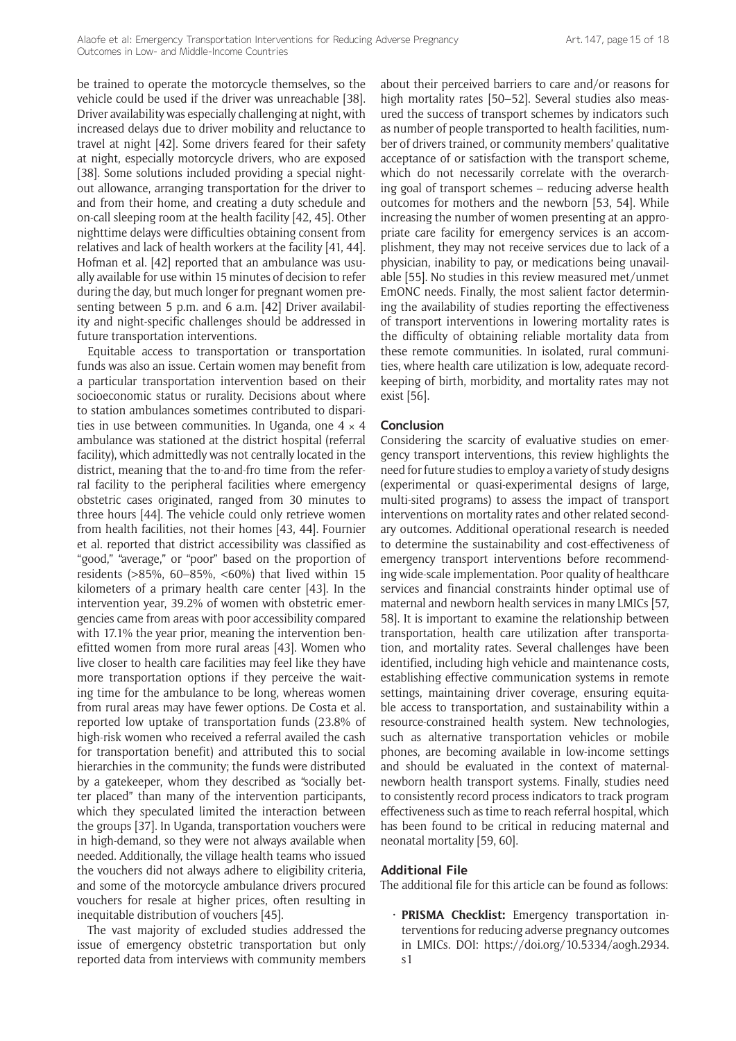be trained to operate the motorcycle themselves, so the vehicle could be used if the driver was unreachable [38]. Driver availability was especially challenging at night, with increased delays due to driver mobility and reluctance to travel at night [42]. Some drivers feared for their safety at night, especially motorcycle drivers, who are exposed [38]. Some solutions included providing a special night-out allowance, arranging transportation for the driver to and from their home, and creating a duty schedule and on-call sleeping room at the health facility [42, 45]. Other nighttime delays were difficulties obtaining consent from relatives and lack of health workers at the facility [41, 44]. Hofman et al. [42] reported that an ambulance was usually available for use within 15 minutes of decision to refer during the day, but much longer for pregnant women presenting between 5 p.m. and 6 a.m. [42] Driver availability and night-specific challenges should be addressed in future transportation interventions.

Equitable access to transportation or transportation funds was also an issue. Certain women may benefit from a particular transportation intervention based on their socioeconomic status or rurality. Decisions about where to station ambulances sometimes contributed to disparities in use between communities. In Uganda, one 4 × 4 ambulance was stationed at the district hospital (referral facility), which admittedly was not centrally located in the district, meaning that the to-and-fro time from the referral facility to the peripheral facilities where emergency obstetric cases originated, ranged from 30 minutes to three hours [44]. The vehicle could only retrieve women from health facilities, not their homes [43, 44]. Fournier et al. reported that district accessibility was classified as "good," "average," or "poor" based on the proportion of residents (>85%, 60–85%, <60%) that lived within 15 kilometers of a primary health care center [43]. In the intervention year, 39.2% of women with obstetric emergencies came from areas with poor accessibility compared with 17.1% the year prior, meaning the intervention benefitted women from more rural areas [43]. Women who live closer to health care facilities may feel like they have more transportation options if they perceive the waiting time for the ambulance to be long, whereas women from rural areas may have fewer options. De Costa et al. reported low uptake of transportation funds (23.8% of high-risk women who received a referral availed the cash for transportation benefit) and attributed this to social hierarchies in the community; the funds were distributed by a gatekeeper, whom they described as "socially better placed" than many of the intervention participants, which they speculated limited the interaction between the groups [37]. In Uganda, transportation vouchers were in high-demand, so they were not always available when needed. Additionally, the village health teams who issued the vouchers did not always adhere to eligibility criteria, and some of the motorcycle ambulance drivers procured vouchers for resale at higher prices, often resulting in inequitable distribution of vouchers [45].

The vast majority of excluded studies addressed the issue of emergency obstetric transportation but only reported data from interviews with community members about their perceived barriers to care and/or reasons for high mortality rates [50–52]. Several studies also measured the success of transport schemes by indicators such as number of people transported to health facilities, number of drivers trained, or community members' qualitative acceptance of or satisfaction with the transport scheme, which do not necessarily correlate with the overarching goal of transport schemes – reducing adverse health outcomes for mothers and the newborn [53, 54]. While increasing the number of women presenting at an appropriate care facility for emergency services is an accomplishment, they may not receive services due to lack of a physician, inability to pay, or medications being unavailable [55]. No studies in this review measured met/unmet EmONC needs. Finally, the most salient factor determining the availability of studies reporting the effectiveness of transport interventions in lowering mortality rates is the difficulty of obtaining reliable mortality data from these remote communities. In isolated, rural communities, where health care utilization is low, adequate record-keeping of birth, morbidity, and mortality rates may not exist [56].

## Conclusion

Considering the scarcity of evaluative studies on emergency transport interventions, this review highlights the need for future studies to employ a variety of study designs (experimental or quasi-experimental designs of large, multi-sited programs) to assess the impact of transport interventions on mortality rates and other related secondary outcomes. Additional operational research is needed to determine the sustainability and cost-effectiveness of emergency transport interventions before recommending wide-scale implementation. Poor quality of healthcare services and financial constraints hinder optimal use of maternal and newborn health services in many LMICs [57, 58]. It is important to examine the relationship between transportation, health care utilization after transportation, and mortality rates. Several challenges have been identified, including high vehicle and maintenance costs, establishing effective communication systems in remote settings, maintaining driver coverage, ensuring equitable access to transportation, and sustainability within a resource-constrained health system. New technologies, such as alternative transportation vehicles or mobile phones, are becoming available in low-income settings and should be evaluated in the context of maternal-newborn health transport systems. Finally, studies need to consistently record process indicators to track program effectiveness such as time to reach referral hospital, which has been found to be critical in reducing maternal and neonatal mortality [59, 60].

## Additional File

The additional file for this article can be found as follows:

- **PRISMA Checklist:** Emergency transportation interventions for reducing adverse pregnancy outcomes in LMICs. DOI: https://doi.org/10.5334/aogh.2934.s1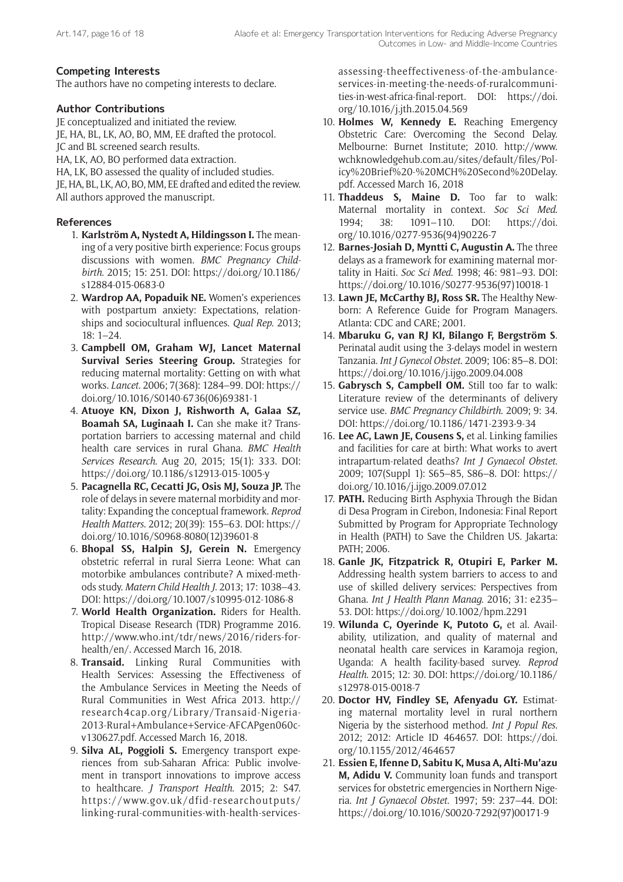### Competing Interests

The authors have no competing interests to declare.

### Author Contributions

JE conceptualized and initiated the review.
JE, HA, BL, LK, AO, BO, MM, EE drafted the protocol.
JC and BL screened search results.
HA, LK, AO, BO performed data extraction.
HA, LK, BO assessed the quality of included studies.
JE, HA, BL, LK, AO, BO, MM, EE drafted and edited the review.
All authors approved the manuscript.

### References

1. **Karlström A, Nystedt A, Hildingsson I.** The meaning of a very positive birth experience: Focus groups discussions with women. *BMC Pregnancy Childbirth*. 2015; 15: 251. DOI: https://doi.org/10.1186/s12884-015-0683-0
2. **Wardrop AA, Popaduik NE.** Women's experiences with postpartum anxiety: Expectations, relationships and sociocultural influences. *Qual Rep*. 2013; 18: 1–24.
3. **Campbell OM, Graham WJ, Lancet Maternal Survival Series Steering Group.** Strategies for reducing maternal mortality: Getting on with what works. *Lancet*. 2006; 7(368): 1284–99. DOI: https://doi.org/10.1016/S0140-6736(06)69381-1
4. **Atuoye KN, Dixon J, Rishworth A, Galaa SZ, Boamah SA, Luginaah I.** Can she make it? Transportation barriers to accessing maternal and child health care services in rural Ghana. *BMC Health Services Research*. Aug 20, 2015; 15(1): 333. DOI: https://doi.org/10.1186/s12913-015-1005-y
5. **Pacagnella RC, Cecatti JG, Osis MJ, Souza JP.** The role of delays in severe maternal morbidity and mortality: Expanding the conceptual framework. *Reprod Health Matters*. 2012; 20(39): 155–63. DOI: https://doi.org/10.1016/S0968-8080(12)39601-8
6. **Bhopal SS, Halpin SJ, Gerein N.** Emergency obstetric referral in rural Sierra Leone: What can motorbike ambulances contribute? A mixed-methods study. *Matern Child Health J*. 2013; 17: 1038–43. DOI: https://doi.org/10.1007/s10995-012-1086-8
7. **World Health Organization.** Riders for Health. Tropical Disease Research (TDR) Programme 2016. http://www.who.int/tdr/news/2016/riders-for-health/en/. Accessed March 16, 2018.
8. **Transaid.** Linking Rural Communities with Health Services: Assessing the Effectiveness of the Ambulance Services in Meeting the Needs of Rural Communities in West Africa 2013. http://research4cap.org/Library/Transaid-Nigeria-2013-Rural+Ambulance+Service-AFCAPgen060c-v130627.pdf. Accessed March 16, 2018.
9. **Silva AL, Poggioli S.** Emergency transport experiences from sub-Saharan Africa: Public involvement in transport innovations to improve access to healthcare. *J Transport Health*. 2015; 2: S47. https://www.gov.uk/dfid-researchoutputs/linking-rural-communities-with-health-services-assessing-theeffectiveness-of-the-ambulance-services-in-meeting-the-needs-of-ruralcommunities-in-west-africa-final-report. DOI: https://doi.org/10.1016/j.jth.2015.04.569
10. **Holmes W, Kennedy E.** Reaching Emergency Obstetric Care: Overcoming the Second Delay. Melbourne: Burnet Institute; 2010. http://www.wchknowledgehub.com.au/sites/default/files/Policy%20Brief%20-%20MCH%20Second%20Delay.pdf. Accessed March 16, 2018
11. **Thaddeus S, Maine D.** Too far to walk: Maternal mortality in context. *Soc Sci Med*. 1994; 38: 1091–110. DOI: https://doi.org/10.1016/0277-9536(94)90226-7
12. **Barnes-Josiah D, Myntti C, Augustin A.** The three delays as a framework for examining maternal mortality in Haiti. *Soc Sci Med*. 1998; 46: 981–93. DOI: https://doi.org/10.1016/S0277-9536(97)10018-1
13. **Lawn JE, McCarthy BJ, Ross SR.** The Healthy Newborn: A Reference Guide for Program Managers. Atlanta: CDC and CARE; 2001.
14. **Mbaruku G, van RJ KI, Bilango F, Bergström S**. Perinatal audit using the 3-delays model in western Tanzania. *Int J Gynecol Obstet*. 2009; 106: 85–8. DOI: https://doi.org/10.1016/j.ijgo.2009.04.008
15. **Gabrysch S, Campbell OM.** Still too far to walk: Literature review of the determinants of delivery service use. *BMC Pregnancy Childbirth*. 2009; 9: 34. DOI: https://doi.org/10.1186/1471-2393-9-34
16. **Lee AC, Lawn JE, Cousens S,** et al. Linking families and facilities for care at birth: What works to avert intrapartum-related deaths? *Int J Gynaecol Obstet*. 2009; 107(Suppl 1): S65–85, S86–8. DOI: https://doi.org/10.1016/j.ijgo.2009.07.012
17. **PATH.** Reducing Birth Asphyxia Through the Bidan di Desa Program in Cirebon, Indonesia: Final Report Submitted by Program for Appropriate Technology in Health (PATH) to Save the Children US. Jakarta: PATH; 2006.
18. **Ganle JK, Fitzpatrick R, Otupiri E, Parker M.** Addressing health system barriers to access to and use of skilled delivery services: Perspectives from Ghana. *Int J Health Plann Manag*. 2016; 31: e235–53. DOI: https://doi.org/10.1002/hpm.2291
19. **Wilunda C, Oyerinde K, Putoto G,** et al. Availability, utilization, and quality of maternal and neonatal health care services in Karamoja region, Uganda: A health facility-based survey. *Reprod Health*. 2015; 12: 30. DOI: https://doi.org/10.1186/s12978-015-0018-7
20. **Doctor HV, Findley SE, Afenyadu GY.** Estimating maternal mortality level in rural northern Nigeria by the sisterhood method. *Int J Popul Res*. 2012; 2012: Article ID 464657. DOI: https://doi.org/10.1155/2012/464657
21. **Essien E, Ifenne D, Sabitu K, Musa A, Alti-Mu'azu M, Adidu V.** Community loan funds and transport services for obstetric emergencies in Northern Nigeria. *Int J Gynaecol Obstet*. 1997; 59: 237–44. DOI: https://doi.org/10.1016/S0020-7292(97)00171-9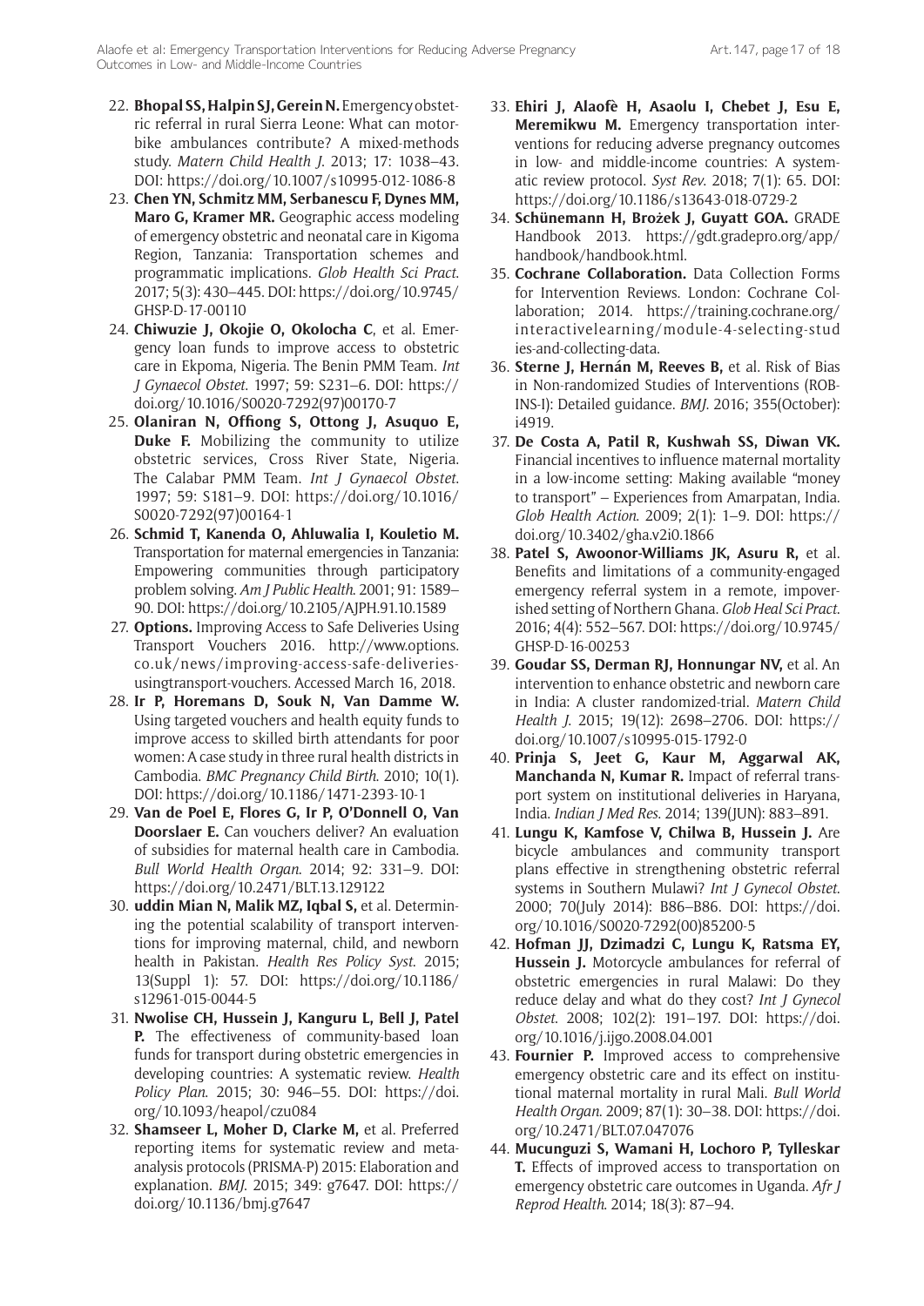22. **Bhopal SS, Halpin SJ, Gerein N.** Emergency obstetric referral in rural Sierra Leone: What can motorbike ambulances contribute? A mixed-methods study. *Matern Child Health J*. 2013; 17: 1038–43. DOI: https://doi.org/10.1007/s10995-012-1086-8
23. **Chen YN, Schmitz MM, Serbanescu F, Dynes MM, Maro G, Kramer MR.** Geographic access modeling of emergency obstetric and neonatal care in Kigoma Region, Tanzania: Transportation schemes and programmatic implications. *Glob Health Sci Pract*. 2017; 5(3): 430–445. DOI: https://doi.org/10.9745/GHSP-D-17-00110
24. **Chiwuzie J, Okojie O, Okolocha C**, et al. Emergency loan funds to improve access to obstetric care in Ekpoma, Nigeria. The Benin PMM Team. *Int J Gynaecol Obstet*. 1997; 59: S231–6. DOI: https://doi.org/10.1016/S0020-7292(97)00170-7
25. **Olaniran N, Offiong S, Ottong J, Asuquo E, Duke F.** Mobilizing the community to utilize obstetric services, Cross River State, Nigeria. The Calabar PMM Team. *Int J Gynaecol Obstet*. 1997; 59: S181–9. DOI: https://doi.org/10.1016/S0020-7292(97)00164-1
26. **Schmid T, Kanenda O, Ahluwalia I, Kouletio M.** Transportation for maternal emergencies in Tanzania: Empowering communities through participatory problem solving. *Am J Public Health*. 2001; 91: 1589–90. DOI: https://doi.org/10.2105/AJPH.91.10.1589
27. **Options.** Improving Access to Safe Deliveries Using Transport Vouchers 2016. http://www.options.co.uk/news/improving-access-safe-deliveries-usingtransport-vouchers. Accessed March 16, 2018.
28. **Ir P, Horemans D, Souk N, Van Damme W.** Using targeted vouchers and health equity funds to improve access to skilled birth attendants for poor women: A case study in three rural health districts in Cambodia. *BMC Pregnancy Child Birth*. 2010; 10(1). DOI: https://doi.org/10.1186/1471-2393-10-1
29. **Van de Poel E, Flores G, Ir P, O'Donnell O, Van Doorslaer E.** Can vouchers deliver? An evaluation of subsidies for maternal health care in Cambodia. *Bull World Health Organ*. 2014; 92: 331–9. DOI: https://doi.org/10.2471/BLT.13.129122
30. **uddin Mian N, Malik MZ, Iqbal S,** et al. Determining the potential scalability of transport interventions for improving maternal, child, and newborn health in Pakistan. *Health Res Policy Syst*. 2015; 13(Suppl 1): 57. DOI: https://doi.org/10.1186/s12961-015-0044-5
31. **Nwolise CH, Hussein J, Kanguru L, Bell J, Patel P.** The effectiveness of community-based loan funds for transport during obstetric emergencies in developing countries: A systematic review. *Health Policy Plan*. 2015; 30: 946–55. DOI: https://doi.org/10.1093/heapol/czu084
32. **Shamseer L, Moher D, Clarke M,** et al. Preferred reporting items for systematic review and meta-analysis protocols (PRISMA-P) 2015: Elaboration and explanation. *BMJ*. 2015; 349: g7647. DOI: https://doi.org/10.1136/bmj.g7647
33. **Ehiri J, Alaofè H, Asaolu I, Chebet J, Esu E, Meremikwu M.** Emergency transportation interventions for reducing adverse pregnancy outcomes in low- and middle-income countries: A systematic review protocol. *Syst Rev*. 2018; 7(1): 65. DOI: https://doi.org/10.1186/s13643-018-0729-2
34. **Schünemann H, Brożek J, Guyatt GOA.** GRADE Handbook 2013. https://gdt.gradepro.org/app/handbook/handbook.html.
35. **Cochrane Collaboration.** Data Collection Forms for Intervention Reviews. London: Cochrane Collaboration; 2014. https://training.cochrane.org/interactivelearning/module-4-selecting-studies-and-collecting-data.
36. **Sterne J, Hernán M, Reeves B,** et al. Risk of Bias in Non-randomized Studies of Interventions (ROB-INS-I): Detailed guidance. *BMJ*. 2016; 355(October): i4919.
37. **De Costa A, Patil R, Kushwah SS, Diwan VK.** Financial incentives to influence maternal mortality in a low-income setting: Making available "money to transport" – Experiences from Amarpatan, India. *Glob Health Action*. 2009; 2(1): 1–9. DOI: https://doi.org/10.3402/gha.v2i0.1866
38. **Patel S, Awoonor-Williams JK, Asuru R,** et al. Benefits and limitations of a community-engaged emergency referral system in a remote, impoverished setting of Northern Ghana. *Glob Heal Sci Pract*. 2016; 4(4): 552–567. DOI: https://doi.org/10.9745/GHSP-D-16-00253
39. **Goudar SS, Derman RJ, Honnungar NV,** et al. An intervention to enhance obstetric and newborn care in India: A cluster randomized-trial. *Matern Child Health J*. 2015; 19(12): 2698–2706. DOI: https://doi.org/10.1007/s10995-015-1792-0
40. **Prinja S, Jeet G, Kaur M, Aggarwal AK, Manchanda N, Kumar R.** Impact of referral transport system on institutional deliveries in Haryana, India. *Indian J Med Res*. 2014; 139(JUN): 883–891.
41. **Lungu K, Kamfose V, Chilwa B, Hussein J.** Are bicycle ambulances and community transport plans effective in strengthening obstetric referral systems in Southern Mulawi? *Int J Gynecol Obstet*. 2000; 70(July 2014): B86–B86. DOI: https://doi.org/10.1016/S0020-7292(00)85200-5
42. **Hofman JJ, Dzimadzi C, Lungu K, Ratsma EY, Hussein J.** Motorcycle ambulances for referral of obstetric emergencies in rural Malawi: Do they reduce delay and what do they cost? *Int J Gynecol Obstet*. 2008; 102(2): 191–197. DOI: https://doi.org/10.1016/j.ijgo.2008.04.001
43. **Fournier P.** Improved access to comprehensive emergency obstetric care and its effect on institutional maternal mortality in rural Mali. *Bull World Health Organ*. 2009; 87(1): 30–38. DOI: https://doi.org/10.2471/BLT.07.047076
44. **Mucunguzi S, Wamani H, Lochoro P, Tylleskar T.** Effects of improved access to transportation on emergency obstetric care outcomes in Uganda. *Afr J Reprod Health*. 2014; 18(3): 87–94.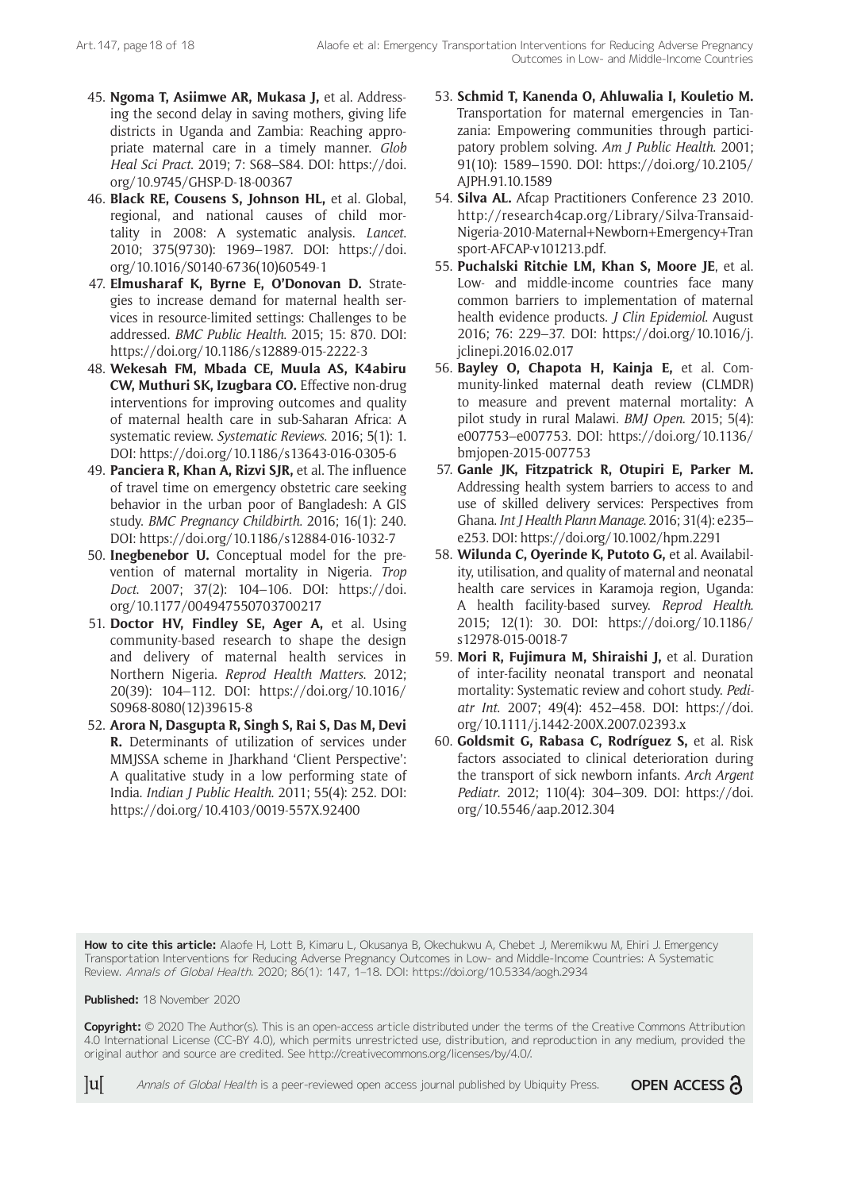45. **Ngoma T, Asiimwe AR, Mukasa J,** et al. Addressing the second delay in saving mothers, giving life districts in Uganda and Zambia: Reaching appropriate maternal care in a timely manner. *Glob Heal Sci Pract*. 2019; 7: S68–S84. DOI: https://doi.org/10.9745/GHSP-D-18-00367
46. **Black RE, Cousens S, Johnson HL,** et al. Global, regional, and national causes of child mortality in 2008: A systematic analysis. *Lancet*. 2010; 375(9730): 1969–1987. DOI: https://doi.org/10.1016/S0140-6736(10)60549-1
47. **Elmusharaf K, Byrne E, O'Donovan D.** Strategies to increase demand for maternal health services in resource-limited settings: Challenges to be addressed. *BMC Public Health*. 2015; 15: 870. DOI: https://doi.org/10.1186/s12889-015-2222-3
48. **Wekesah FM, Mbada CE, Muula AS, K4abiru CW, Muthuri SK, Izugbara CO.** Effective non-drug interventions for improving outcomes and quality of maternal health care in sub-Saharan Africa: A systematic review. *Systematic Reviews*. 2016; 5(1): 1. DOI: https://doi.org/10.1186/s13643-016-0305-6
49. **Panciera R, Khan A, Rizvi SJR,** et al. The influence of travel time on emergency obstetric care seeking behavior in the urban poor of Bangladesh: A GIS study. *BMC Pregnancy Childbirth*. 2016; 16(1): 240. DOI: https://doi.org/10.1186/s12884-016-1032-7
50. **Inegbenebor U.** Conceptual model for the prevention of maternal mortality in Nigeria. *Trop Doct*. 2007; 37(2): 104–106. DOI: https://doi.org/10.1177/004947550703700217
51. **Doctor HV, Findley SE, Ager A,** et al. Using community-based research to shape the design and delivery of maternal health services in Northern Nigeria. *Reprod Health Matters*. 2012; 20(39): 104–112. DOI: https://doi.org/10.1016/S0968-8080(12)39615-8
52. **Arora N, Dasgupta R, Singh S, Rai S, Das M, Devi R.** Determinants of utilization of services under MMJSSA scheme in Jharkhand 'Client Perspective': A qualitative study in a low performing state of India. *Indian J Public Health*. 2011; 55(4): 252. DOI: https://doi.org/10.4103/0019-557X.92400
53. **Schmid T, Kanenda O, Ahluwalia I, Kouletio M.** Transportation for maternal emergencies in Tanzania: Empowering communities through participatory problem solving. *Am J Public Health*. 2001; 91(10): 1589–1590. DOI: https://doi.org/10.2105/AJPH.91.10.1589
54. **Silva AL.** Afcap Practitioners Conference 23 2010. http://research4cap.org/Library/Silva-Transaid-Nigeria-2010-Maternal+Newborn+Emergency+Transport-AFCAP-v101213.pdf.
55. **Puchalski Ritchie LM, Khan S, Moore JE**, et al. Low- and middle-income countries face many common barriers to implementation of maternal health evidence products. *J Clin Epidemiol*. August 2016; 76: 229–37. DOI: https://doi.org/10.1016/j.jclinepi.2016.02.017
56. **Bayley O, Chapota H, Kainja E,** et al. Community-linked maternal death review (CLMDR) to measure and prevent maternal mortality: A pilot study in rural Malawi. *BMJ Open*. 2015; 5(4): e007753–e007753. DOI: https://doi.org/10.1136/bmjopen-2015-007753
57. **Ganle JK, Fitzpatrick R, Otupiri E, Parker M.** Addressing health system barriers to access to and use of skilled delivery services: Perspectives from Ghana. *Int J Health Plann Manage*. 2016; 31(4): e235–e253. DOI: https://doi.org/10.1002/hpm.2291
58. **Wilunda C, Oyerinde K, Putoto G,** et al. Availability, utilisation, and quality of maternal and neonatal health care services in Karamoja region, Uganda: A health facility-based survey. *Reprod Health*. 2015; 12(1): 30. DOI: https://doi.org/10.1186/s12978-015-0018-7
59. **Mori R, Fujimura M, Shiraishi J,** et al. Duration of inter-facility neonatal transport and neonatal mortality: Systematic review and cohort study. *Pediatr Int*. 2007; 49(4): 452–458. DOI: https://doi.org/10.1111/j.1442-200X.2007.02393.x
60. **Goldsmit G, Rabasa C, Rodríguez S,** et al. Risk factors associated to clinical deterioration during the transport of sick newborn infants. *Arch Argent Pediatr*. 2012; 110(4): 304–309. DOI: https://doi.org/10.5546/aap.2012.304

**How to cite this article:** Alaofe H, Lott B, Kimaru L, Okusanya B, Okechukwu A, Chebet J, Meremikwu M, Ehiri J. Emergency Transportation Interventions for Reducing Adverse Pregnancy Outcomes in Low- and Middle-Income Countries: A Systematic Review. *Annals of Global Health*. 2020; 86(1): 147, 1–18. DOI: https://doi.org/10.5334/aogh.2934

**Published:** 18 November 2020

**Copyright:** © 2020 The Author(s). This is an open-access article distributed under the terms of the Creative Commons Attribution 4.0 International License (CC-BY 4.0), which permits unrestricted use, distribution, and reproduction in any medium, provided the original author and source are credited. See http://creativecommons.org/licenses/by/4.0/.

*Annals of Global Health* is a peer-reviewed open access journal published by Ubiquity Press. **OPEN ACCESS**